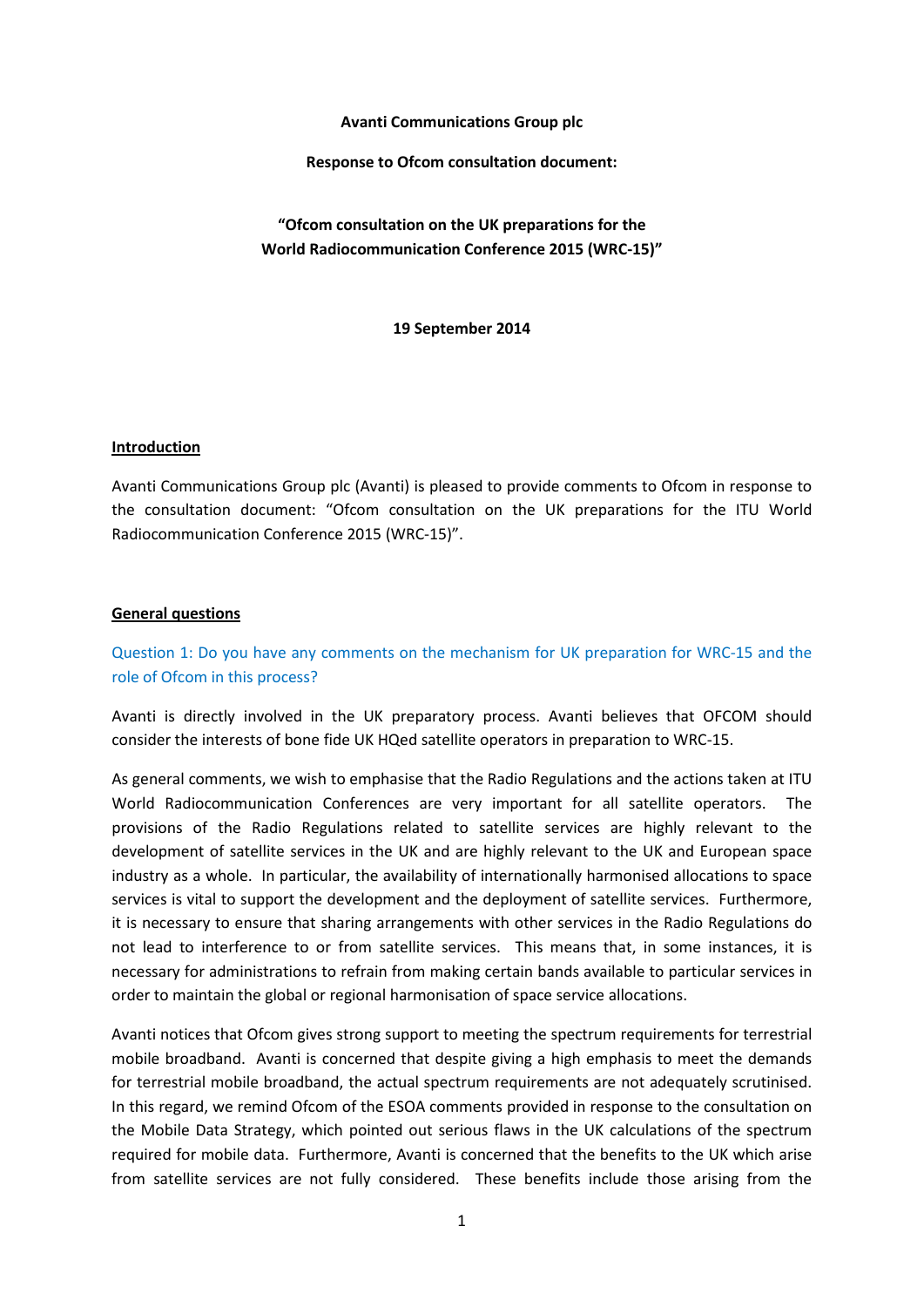**Avanti Communications Group plc**

**Response to Ofcom consultation document:**

**"Ofcom consultation on the UK preparations for the World Radiocommunication Conference 2015 (WRC-15)"**

**19 September 2014**

## Introduction

Avanti Communications Group plc (Avanti) is pleased to provide comments to Ofcom in response to the consultation document: "Ofcom consultation on the UK preparations for the ITU World Radiocommunication Conference 2015 (WRC-15)".

## General questions

Question 1: Do you have any comments on the mechanism for UK preparation for WRC-15 and the role of Ofcom in this process?

Avanti is directly involved in the UK preparatory process. Avanti believes that OFCOM should consider the interests of bone fide UK HQed satellite operators in preparation to WRC-15.

As general comments, we wish to emphasise that the Radio Regulations and the actions taken at ITU World Radiocommunication Conferences are very important for all satellite operators. The provisions of the Radio Regulations related to satellite services are highly relevant to the development of satellite services in the UK and are highly relevant to the UK and European space industry as a whole. In particular, the availability of internationally harmonised allocations to space services is vital to support the development and the deployment of satellite services. Furthermore, it is necessary to ensure that sharing arrangements with other services in the Radio Regulations do not lead to interference to or from satellite services. This means that, in some instances, it is necessary for administrations to refrain from making certain bands available to particular services in order to maintain the global or regional harmonisation of space service allocations.

Avanti notices that Ofcom gives strong support to meeting the spectrum requirements for terrestrial mobile broadband. Avanti is concerned that despite giving a high emphasis to meet the demands for terrestrial mobile broadband, the actual spectrum requirements are not adequately scrutinised. In this regard, we remind Ofcom of the ESOA comments provided in response to the consultation on the Mobile Data Strategy, which pointed out serious flaws in the UK calculations of the spectrum required for mobile data. Furthermore, Avanti is concerned that the benefits to the UK which arise from satellite services are not fully considered. These benefits include those arising from the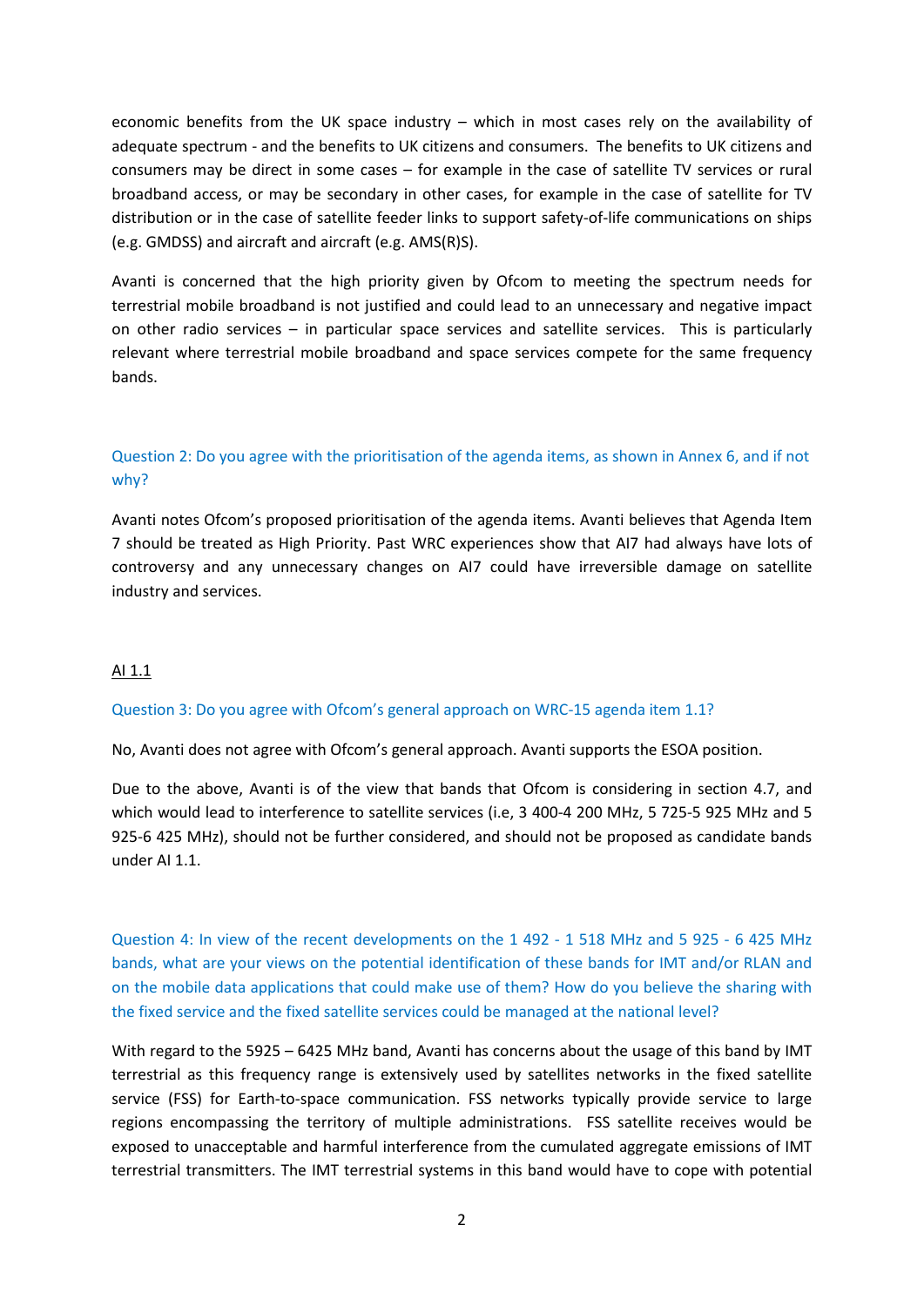economic benefits from the UK space industry – which in most cases rely on the availability of adequate spectrum - and the benefits to UK citizens and consumers. The benefits to UK citizens and consumers may be direct in some cases – for example in the case of satellite TV services or rural broadband access, or may be secondary in other cases, for example in the case of satellite for TV distribution or in the case of satellite feeder links to support safety-of-life communications on ships (e.g. GMDSS) and aircraft and aircraft (e.g. AMS(R)S).

Avanti is concerned that the high priority given by Ofcom to meeting the spectrum needs for terrestrial mobile broadband is not justified and could lead to an unnecessary and negative impact on other radio services – in particular space services and satellite services. This is particularly relevant where terrestrial mobile broadband and space services compete for the same frequency bands.

Question 2: Do you agree with the prioritisation of the agenda items, as shown in Annex 6, and if not why?

Avanti notes Ofcom's proposed prioritisation of the agenda items. Avanti believes that Agenda Item 7 should be treated as High Priority. Past WRC experiences show that AI7 had always have lots of controversy and any unnecessary changes on AI7 could have irreversible damage on satellite industry and services.

AI 1.1

Question 3: Do you agree with Ofcom's general approach on WRC-15 agenda item 1.1?

No, Avanti does not agree with Ofcom's general approach. Avanti supports the ESOA position.

Due to the above, Avanti is of the view that bands that Ofcom is considering in section 4.7, and which would lead to interference to satellite services (i.e, 3 400-4 200 MHz, 5 725-5 925 MHz and 5 925-6 425 MHz), should not be further considered, and should not be proposed as candidate bands under AI 1.1.

Question 4: In view of the recent developments on the 1 492 - 1 518 MHz and 5 925 - 6 425 MHz bands, what are your views on the potential identification of these bands for IMT and/or RLAN and on the mobile data applications that could make use of them? How do you believe the sharing with the fixed service and the fixed satellite services could be managed at the national level?

With regard to the 5925 – 6425 MHz band, Avanti has concerns about the usage of this band by IMT terrestrial as this frequency range is extensively used by satellites networks in the fixed satellite service (FSS) for Earth-to-space communication. FSS networks typically provide service to large regions encompassing the territory of multiple administrations. FSS satellite receives would be exposed to unacceptable and harmful interference from the cumulated aggregate emissions of IMT terrestrial transmitters. The IMT terrestrial systems in this band would have to cope with potential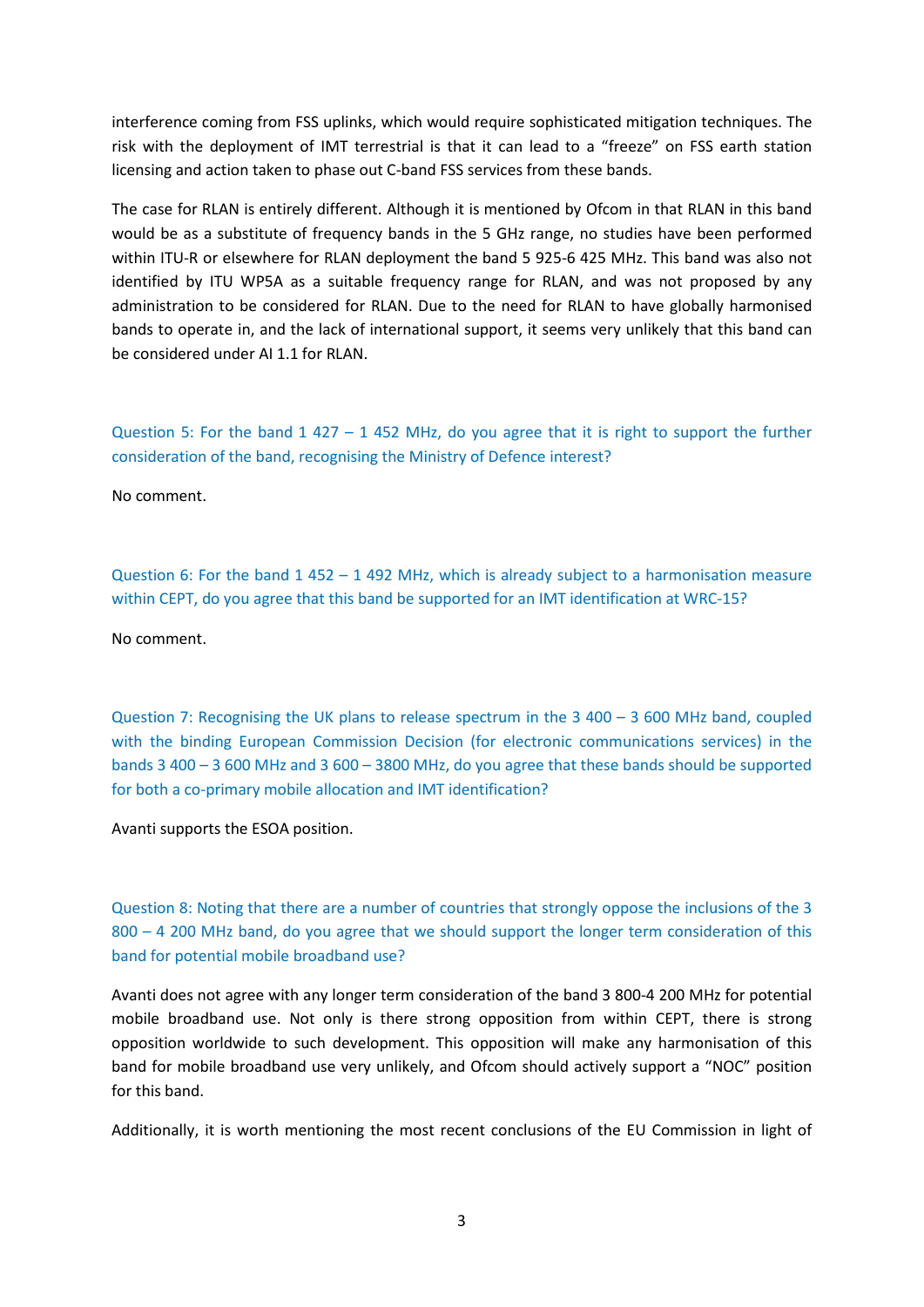interference coming from FSS uplinks, which would require sophisticated mitigation techniques. The risk with the deployment of IMT terrestrial is that it can lead to a "freeze" on FSS earth station licensing and action taken to phase out C-band FSS services from these bands.

The case for RLAN is entirely different. Although it is mentioned by Ofcom in that RLAN in this band would be as a substitute of frequency bands in the 5 GHz range, no studies have been performed within ITU-R or elsewhere for RLAN deployment the band 5 925-6 425 MHz. This band was also not identified by ITU WP5A as a suitable frequency range for RLAN, and was not proposed by any administration to be considered for RLAN. Due to the need for RLAN to have globally harmonised bands to operate in, and the lack of international support, it seems very unlikely that this band can be considered under AI 1.1 for RLAN.

Question 5: For the band 1 427 – 1 452 MHz, do you agree that it is right to support the further consideration of the band, recognising the Ministry of Defence interest?

No comment.

Question 6: For the band 1 452 – 1 492 MHz, which is already subject to a harmonisation measure within CEPT, do you agree that this band be supported for an IMT identification at WRC-15?

No comment.

Question 7: Recognising the UK plans to release spectrum in the 3 400 – 3 600 MHz band, coupled with the binding European Commission Decision (for electronic communications services) in the bands 3 400 – 3 600 MHz and 3 600 – 3800 MHz, do you agree that these bands should be supported for both a co-primary mobile allocation and IMT identification?

Avanti supports the ESOA position.

Question 8: Noting that there are a number of countries that strongly oppose the inclusions of the 3 800 – 4 200 MHz band, do you agree that we should support the longer term consideration of this band for potential mobile broadband use?

Avanti does not agree with any longer term consideration of the band 3 800-4 200 MHz for potential mobile broadband use. Not only is there strong opposition from within CEPT, there is strong opposition worldwide to such development. This opposition will make any harmonisation of this band for mobile broadband use very unlikely, and Ofcom should actively support a "NOC" position for this band.

Additionally, it is worth mentioning the most recent conclusions of the EU Commission in light of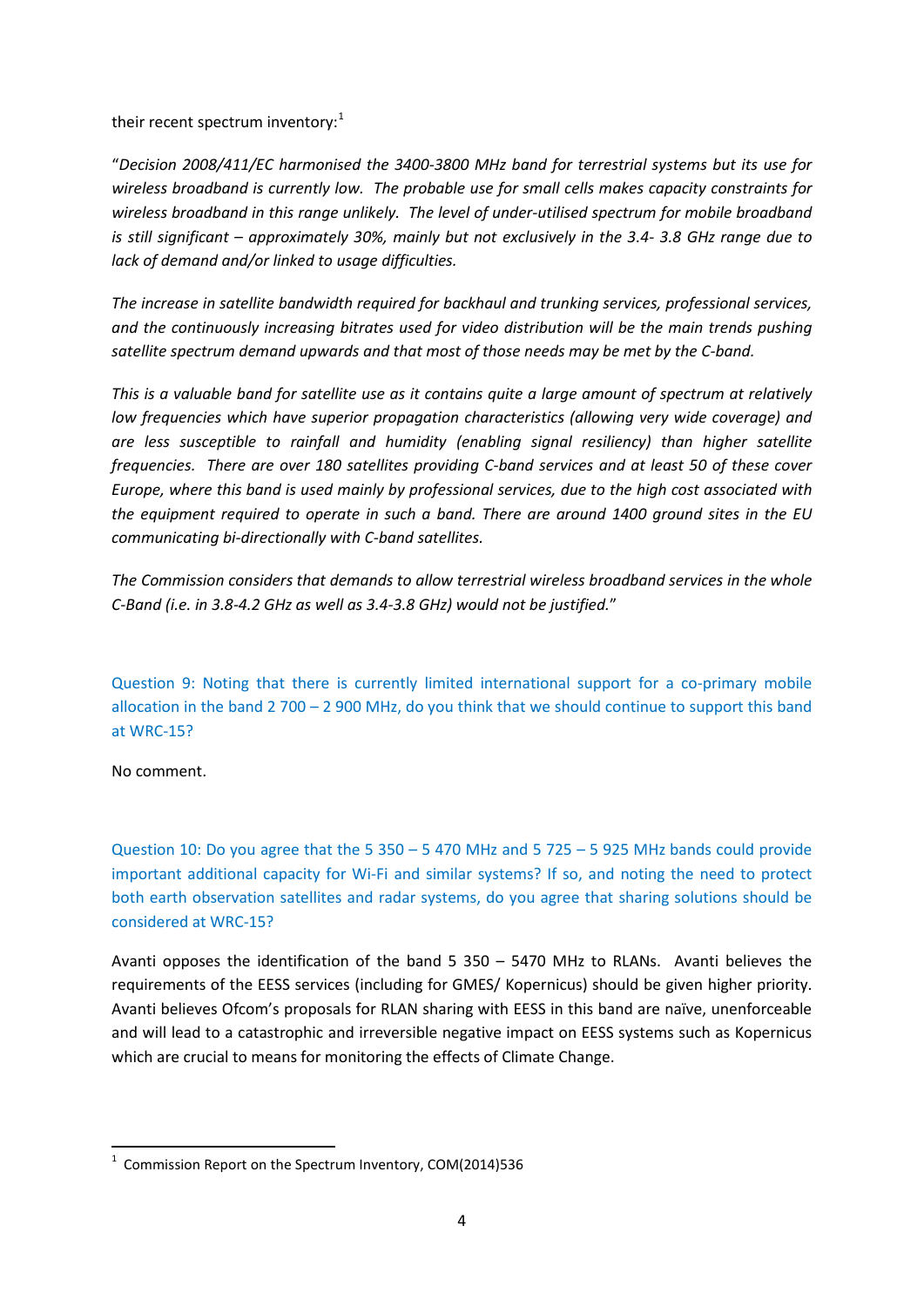their recent spectrum inventory:[1]

"*Decision 2008/411/EC harmonised the 3400-3800 MHz band for terrestrial systems but its use for wireless broadband is currently low. The probable use for small cells makes capacity constraints for wireless broadband in this range unlikely. The level of under-utilised spectrum for mobile broadband is still significant – approximately 30%, mainly but not exclusively in the 3.4- 3.8 GHz range due to lack of demand and/or linked to usage difficulties.*

*The increase in satellite bandwidth required for backhaul and trunking services, professional services, and the continuously increasing bitrates used for video distribution will be the main trends pushing satellite spectrum demand upwards and that most of those needs may be met by the C-band.*

*This is a valuable band for satellite use as it contains quite a large amount of spectrum at relatively low frequencies which have superior propagation characteristics (allowing very wide coverage) and are less susceptible to rainfall and humidity (enabling signal resiliency) than higher satellite frequencies. There are over 180 satellites providing C-band services and at least 50 of these cover Europe, where this band is used mainly by professional services, due to the high cost associated with the equipment required to operate in such a band. There are around 1400 ground sites in the EU communicating bi-directionally with C-band satellites.*

*The Commission considers that demands to allow terrestrial wireless broadband services in the whole C-Band (i.e. in 3.8-4.2 GHz as well as 3.4-3.8 GHz) would not be justified.*"

Question 9: Noting that there is currently limited international support for a co-primary mobile allocation in the band 2 700 – 2 900 MHz, do you think that we should continue to support this band at WRC-15?

No comment.

Question 10: Do you agree that the 5 350 – 5 470 MHz and 5 725 – 5 925 MHz bands could provide important additional capacity for Wi-Fi and similar systems? If so, and noting the need to protect both earth observation satellites and radar systems, do you agree that sharing solutions should be considered at WRC-15?

Avanti opposes the identification of the band 5 350 – 5470 MHz to RLANs. Avanti believes the requirements of the EESS services (including for GMES/ Kopernicus) should be given higher priority. Avanti believes Ofcom's proposals for RLAN sharing with EESS in this band are naïve, unenforceable and will lead to a catastrophic and irreversible negative impact on EESS systems such as Kopernicus which are crucial to means for monitoring the effects of Climate Change.

---

[1] Commission Report on the Spectrum Inventory, COM(2014)536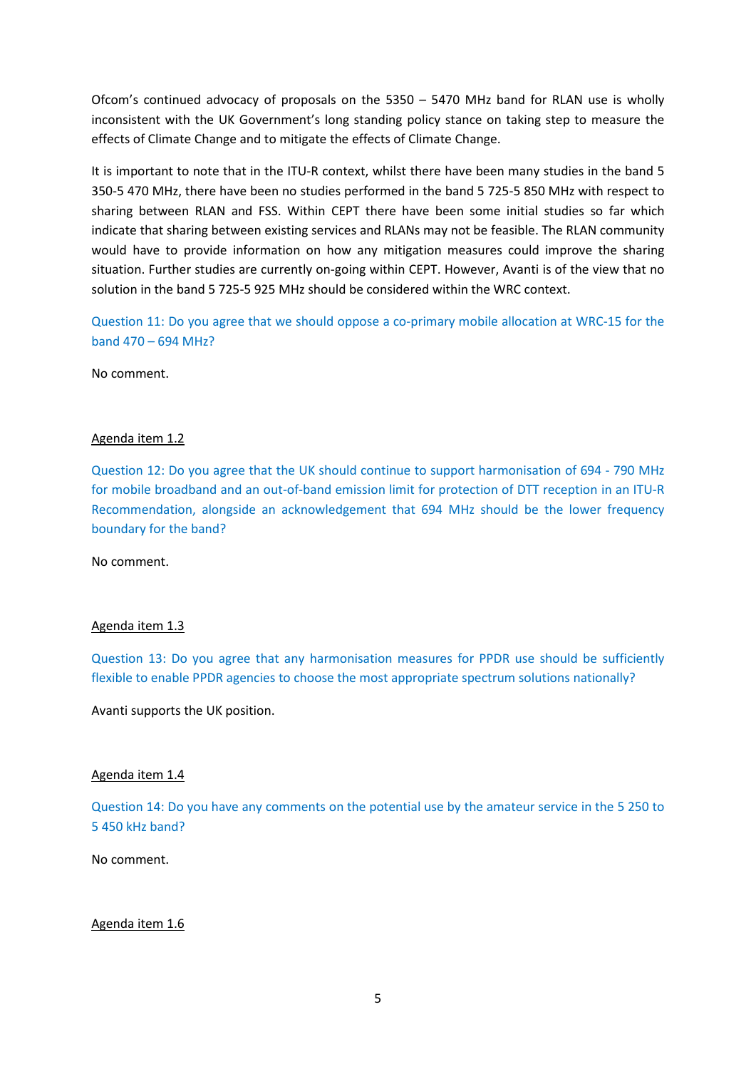Ofcom's continued advocacy of proposals on the 5350 – 5470 MHz band for RLAN use is wholly inconsistent with the UK Government's long standing policy stance on taking step to measure the effects of Climate Change and to mitigate the effects of Climate Change.

It is important to note that in the ITU-R context, whilst there have been many studies in the band 5 350-5 470 MHz, there have been no studies performed in the band 5 725-5 850 MHz with respect to sharing between RLAN and FSS. Within CEPT there have been some initial studies so far which indicate that sharing between existing services and RLANs may not be feasible. The RLAN community would have to provide information on how any mitigation measures could improve the sharing situation. Further studies are currently on-going within CEPT. However, Avanti is of the view that no solution in the band 5 725-5 925 MHz should be considered within the WRC context.

Question 11: Do you agree that we should oppose a co-primary mobile allocation at WRC-15 for the band 470 – 694 MHz?

No comment.

<u>Agenda item 1.2</u>

Question 12: Do you agree that the UK should continue to support harmonisation of 694 - 790 MHz for mobile broadband and an out-of-band emission limit for protection of DTT reception in an ITU-R Recommendation, alongside an acknowledgement that 694 MHz should be the lower frequency boundary for the band?

No comment.

<u>Agenda item 1.3</u>

Question 13: Do you agree that any harmonisation measures for PPDR use should be sufficiently flexible to enable PPDR agencies to choose the most appropriate spectrum solutions nationally?

Avanti supports the UK position.

<u>Agenda item 1.4</u>

Question 14: Do you have any comments on the potential use by the amateur service in the 5 250 to 5 450 kHz band?

No comment.

<u>Agenda item 1.6</u>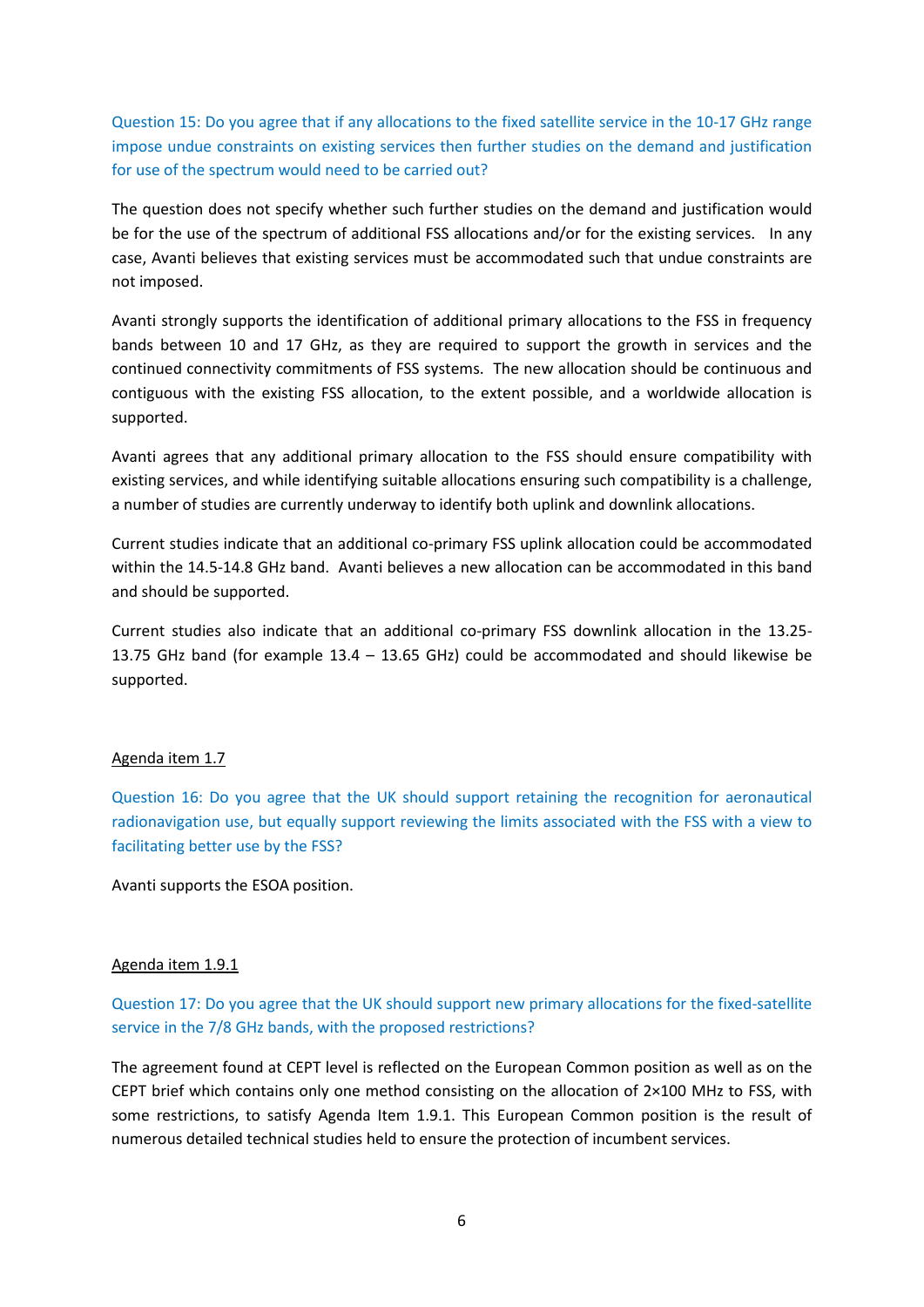Question 15: Do you agree that if any allocations to the fixed satellite service in the 10-17 GHz range impose undue constraints on existing services then further studies on the demand and justification for use of the spectrum would need to be carried out?

The question does not specify whether such further studies on the demand and justification would be for the use of the spectrum of additional FSS allocations and/or for the existing services. In any case, Avanti believes that existing services must be accommodated such that undue constraints are not imposed.

Avanti strongly supports the identification of additional primary allocations to the FSS in frequency bands between 10 and 17 GHz, as they are required to support the growth in services and the continued connectivity commitments of FSS systems. The new allocation should be continuous and contiguous with the existing FSS allocation, to the extent possible, and a worldwide allocation is supported.

Avanti agrees that any additional primary allocation to the FSS should ensure compatibility with existing services, and while identifying suitable allocations ensuring such compatibility is a challenge, a number of studies are currently underway to identify both uplink and downlink allocations.

Current studies indicate that an additional co-primary FSS uplink allocation could be accommodated within the 14.5-14.8 GHz band. Avanti believes a new allocation can be accommodated in this band and should be supported.

Current studies also indicate that an additional co-primary FSS downlink allocation in the 13.25-13.75 GHz band (for example 13.4 – 13.65 GHz) could be accommodated and should likewise be supported.

Agenda item 1.7

Question 16: Do you agree that the UK should support retaining the recognition for aeronautical radionavigation use, but equally support reviewing the limits associated with the FSS with a view to facilitating better use by the FSS?

Avanti supports the ESOA position.

Agenda item 1.9.1

Question 17: Do you agree that the UK should support new primary allocations for the fixed-satellite service in the 7/8 GHz bands, with the proposed restrictions?

The agreement found at CEPT level is reflected on the European Common position as well as on the CEPT brief which contains only one method consisting on the allocation of 2×100 MHz to FSS, with some restrictions, to satisfy Agenda Item 1.9.1. This European Common position is the result of numerous detailed technical studies held to ensure the protection of incumbent services.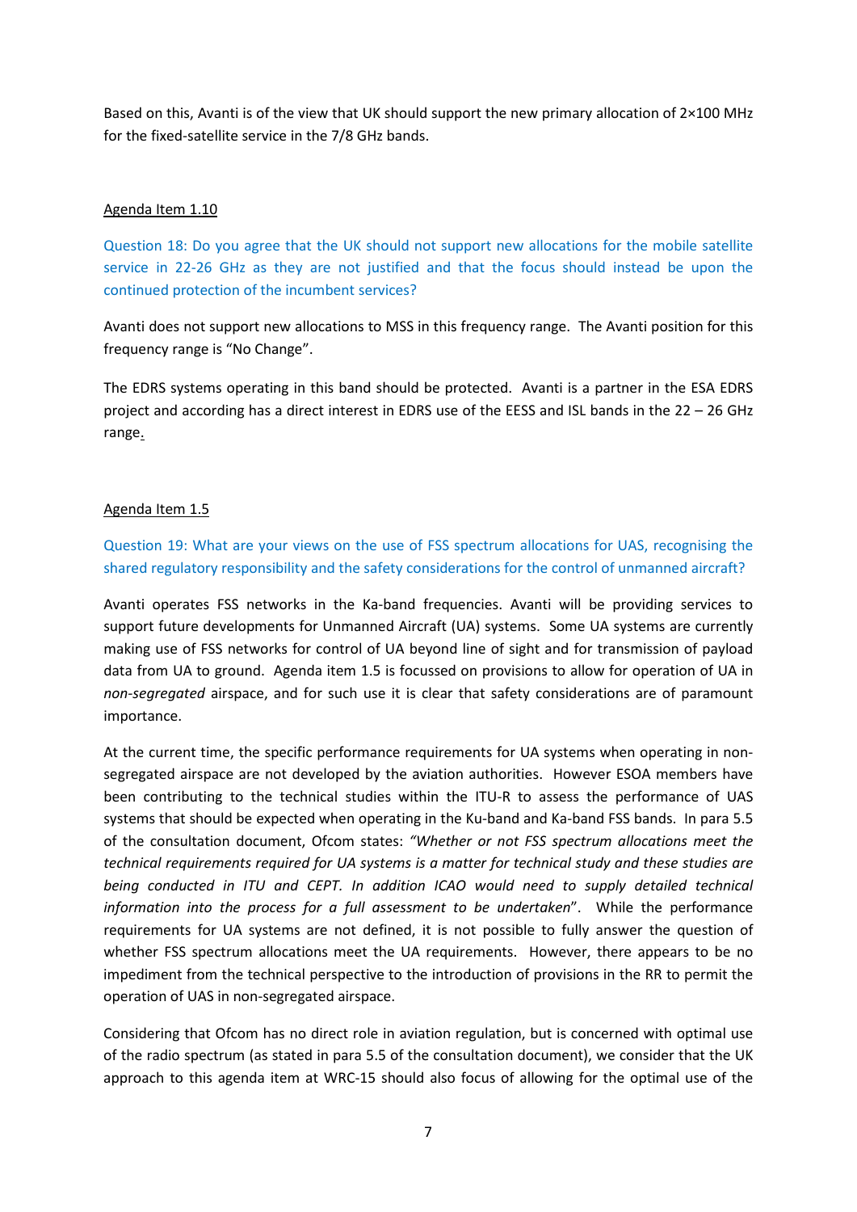Based on this, Avanti is of the view that UK should support the new primary allocation of 2×100 MHz for the fixed-satellite service in the 7/8 GHz bands.

Agenda Item 1.10

Question 18: Do you agree that the UK should not support new allocations for the mobile satellite service in 22-26 GHz as they are not justified and that the focus should instead be upon the continued protection of the incumbent services?

Avanti does not support new allocations to MSS in this frequency range. The Avanti position for this frequency range is "No Change".

The EDRS systems operating in this band should be protected. Avanti is a partner in the ESA EDRS project and according has a direct interest in EDRS use of the EESS and ISL bands in the 22 – 26 GHz range.

Agenda Item 1.5

Question 19: What are your views on the use of FSS spectrum allocations for UAS, recognising the shared regulatory responsibility and the safety considerations for the control of unmanned aircraft?

Avanti operates FSS networks in the Ka-band frequencies. Avanti will be providing services to support future developments for Unmanned Aircraft (UA) systems. Some UA systems are currently making use of FSS networks for control of UA beyond line of sight and for transmission of payload data from UA to ground. Agenda item 1.5 is focussed on provisions to allow for operation of UA in *non-segregated* airspace, and for such use it is clear that safety considerations are of paramount importance.

At the current time, the specific performance requirements for UA systems when operating in non-segregated airspace are not developed by the aviation authorities. However ESOA members have been contributing to the technical studies within the ITU-R to assess the performance of UAS systems that should be expected when operating in the Ku-band and Ka-band FSS bands. In para 5.5 of the consultation document, Ofcom states: *"Whether or not FSS spectrum allocations meet the technical requirements required for UA systems is a matter for technical study and these studies are being conducted in ITU and CEPT. In addition ICAO would need to supply detailed technical information into the process for a full assessment to be undertaken*". While the performance requirements for UA systems are not defined, it is not possible to fully answer the question of whether FSS spectrum allocations meet the UA requirements. However, there appears to be no impediment from the technical perspective to the introduction of provisions in the RR to permit the operation of UAS in non-segregated airspace.

Considering that Ofcom has no direct role in aviation regulation, but is concerned with optimal use of the radio spectrum (as stated in para 5.5 of the consultation document), we consider that the UK approach to this agenda item at WRC-15 should also focus of allowing for the optimal use of the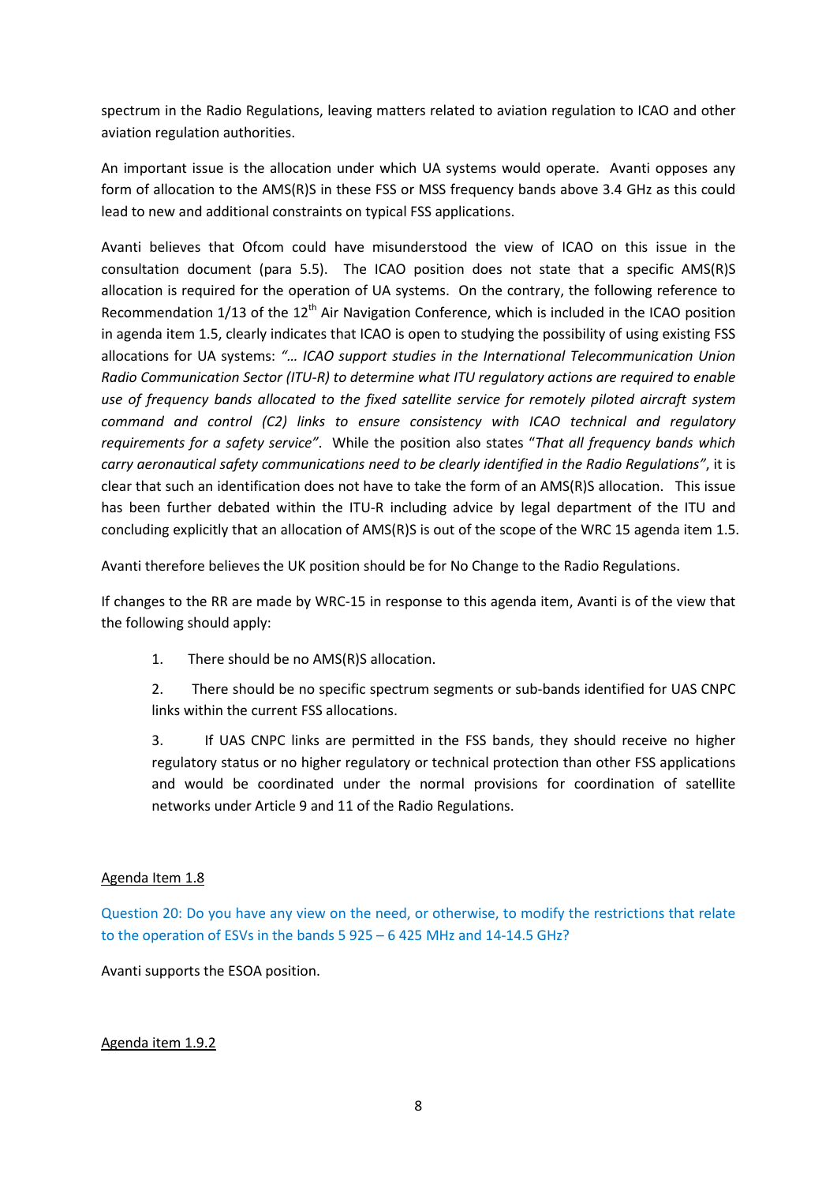spectrum in the Radio Regulations, leaving matters related to aviation regulation to ICAO and other aviation regulation authorities.

An important issue is the allocation under which UA systems would operate. Avanti opposes any form of allocation to the AMS(R)S in these FSS or MSS frequency bands above 3.4 GHz as this could lead to new and additional constraints on typical FSS applications.

Avanti believes that Ofcom could have misunderstood the view of ICAO on this issue in the consultation document (para 5.5). The ICAO position does not state that a specific AMS(R)S allocation is required for the operation of UA systems. On the contrary, the following reference to Recommendation 1/13 of the 12th Air Navigation Conference, which is included in the ICAO position in agenda item 1.5, clearly indicates that ICAO is open to studying the possibility of using existing FSS allocations for UA systems: *"… ICAO support studies in the International Telecommunication Union Radio Communication Sector (ITU-R) to determine what ITU regulatory actions are required to enable use of frequency bands allocated to the fixed satellite service for remotely piloted aircraft system command and control (C2) links to ensure consistency with ICAO technical and regulatory requirements for a safety service"*. While the position also states "*That all frequency bands which carry aeronautical safety communications need to be clearly identified in the Radio Regulations"*, it is clear that such an identification does not have to take the form of an AMS(R)S allocation. This issue has been further debated within the ITU-R including advice by legal department of the ITU and concluding explicitly that an allocation of AMS(R)S is out of the scope of the WRC 15 agenda item 1.5.

Avanti therefore believes the UK position should be for No Change to the Radio Regulations.

If changes to the RR are made by WRC-15 in response to this agenda item, Avanti is of the view that the following should apply:

1. There should be no AMS(R)S allocation.
2. There should be no specific spectrum segments or sub-bands identified for UAS CNPC links within the current FSS allocations.
3. If UAS CNPC links are permitted in the FSS bands, they should receive no higher regulatory status or no higher regulatory or technical protection than other FSS applications and would be coordinated under the normal provisions for coordination of satellite networks under Article 9 and 11 of the Radio Regulations.

<u>Agenda Item 1.8</u>

Question 20: Do you have any view on the need, or otherwise, to modify the restrictions that relate to the operation of ESVs in the bands 5 925 – 6 425 MHz and 14-14.5 GHz?

Avanti supports the ESOA position.

<u>Agenda item 1.9.2</u>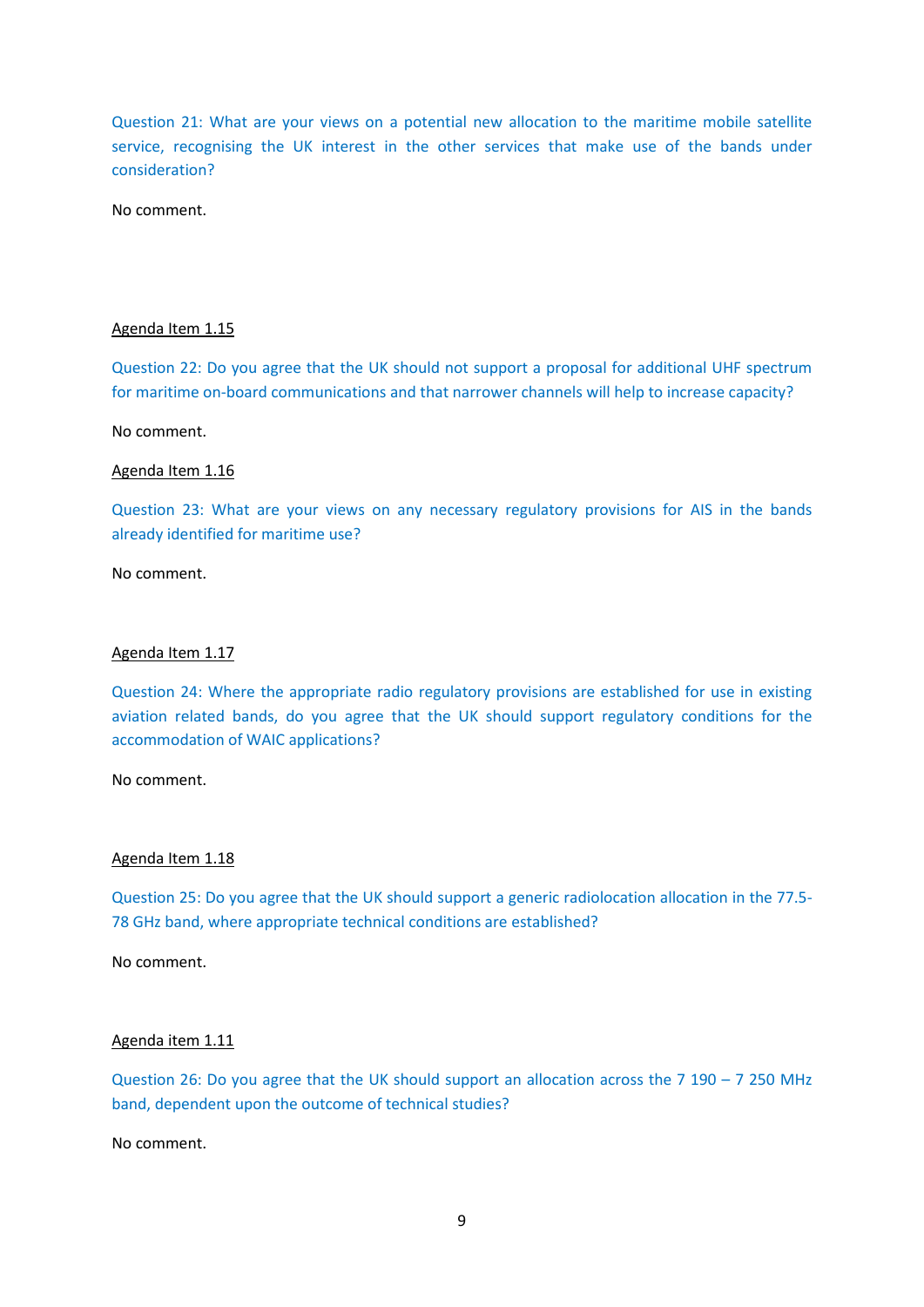Question 21: What are your views on a potential new allocation to the maritime mobile satellite service, recognising the UK interest in the other services that make use of the bands under consideration?

No comment.

Agenda Item 1.15

Question 22: Do you agree that the UK should not support a proposal for additional UHF spectrum for maritime on-board communications and that narrower channels will help to increase capacity?

No comment.

Agenda Item 1.16

Question 23: What are your views on any necessary regulatory provisions for AIS in the bands already identified for maritime use?

No comment.

Agenda Item 1.17

Question 24: Where the appropriate radio regulatory provisions are established for use in existing aviation related bands, do you agree that the UK should support regulatory conditions for the accommodation of WAIC applications?

No comment.

Agenda Item 1.18

Question 25: Do you agree that the UK should support a generic radiolocation allocation in the 77.5-78 GHz band, where appropriate technical conditions are established?

No comment.

Agenda item 1.11

Question 26: Do you agree that the UK should support an allocation across the 7 190 – 7 250 MHz band, dependent upon the outcome of technical studies?

No comment.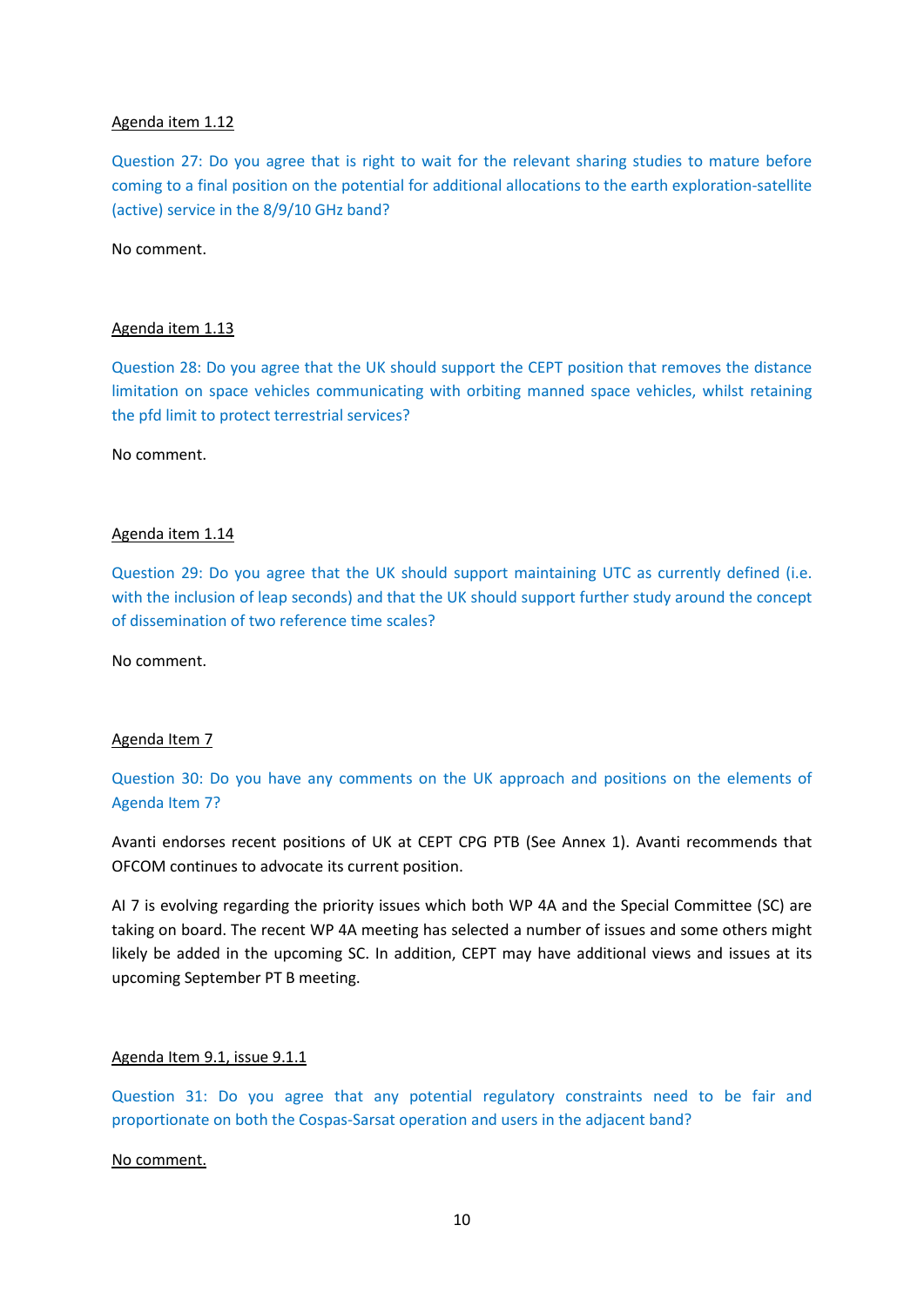<u>Agenda item 1.12</u>

Question 27: Do you agree that is right to wait for the relevant sharing studies to mature before coming to a final position on the potential for additional allocations to the earth exploration-satellite (active) service in the 8/9/10 GHz band?

No comment.

<u>Agenda item 1.13</u>

Question 28: Do you agree that the UK should support the CEPT position that removes the distance limitation on space vehicles communicating with orbiting manned space vehicles, whilst retaining the pfd limit to protect terrestrial services?

No comment.

<u>Agenda item 1.14</u>

Question 29: Do you agree that the UK should support maintaining UTC as currently defined (i.e. with the inclusion of leap seconds) and that the UK should support further study around the concept of dissemination of two reference time scales?

No comment.

<u>Agenda Item 7</u>

Question 30: Do you have any comments on the UK approach and positions on the elements of Agenda Item 7?

Avanti endorses recent positions of UK at CEPT CPG PTB (See Annex 1). Avanti recommends that OFCOM continues to advocate its current position.

AI 7 is evolving regarding the priority issues which both WP 4A and the Special Committee (SC) are taking on board. The recent WP 4A meeting has selected a number of issues and some others might likely be added in the upcoming SC. In addition, CEPT may have additional views and issues at its upcoming September PT B meeting.

<u>Agenda Item 9.1, issue 9.1.1</u>

Question 31: Do you agree that any potential regulatory constraints need to be fair and proportionate on both the Cospas-Sarsat operation and users in the adjacent band?

<u>No comment.</u>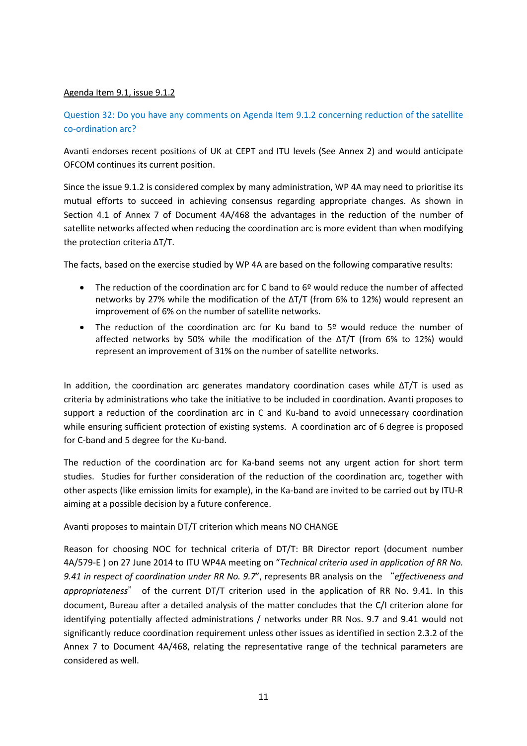<u>Agenda Item 9.1, issue 9.1.2</u>

Question 32: Do you have any comments on Agenda Item 9.1.2 concerning reduction of the satellite co-ordination arc?

Avanti endorses recent positions of UK at CEPT and ITU levels (See Annex 2) and would anticipate OFCOM continues its current position.

Since the issue 9.1.2 is considered complex by many administration, WP 4A may need to prioritise its mutual efforts to succeed in achieving consensus regarding appropriate changes. As shown in Section 4.1 of Annex 7 of Document 4A/468 the advantages in the reduction of the number of satellite networks affected when reducing the coordination arc is more evident than when modifying the protection criteria ΔT/T.

The facts, based on the exercise studied by WP 4A are based on the following comparative results:

- The reduction of the coordination arc for C band to 6º would reduce the number of affected networks by 27% while the modification of the ΔT/T (from 6% to 12%) would represent an improvement of 6% on the number of satellite networks.
- The reduction of the coordination arc for Ku band to 5º would reduce the number of affected networks by 50% while the modification of the ΔT/T (from 6% to 12%) would represent an improvement of 31% on the number of satellite networks.

In addition, the coordination arc generates mandatory coordination cases while ΔT/T is used as criteria by administrations who take the initiative to be included in coordination. Avanti proposes to support a reduction of the coordination arc in C and Ku-band to avoid unnecessary coordination while ensuring sufficient protection of existing systems. A coordination arc of 6 degree is proposed for C-band and 5 degree for the Ku-band.

The reduction of the coordination arc for Ka-band seems not any urgent action for short term studies. Studies for further consideration of the reduction of the coordination arc, together with other aspects (like emission limits for example), in the Ka-band are invited to be carried out by ITU-R aiming at a possible decision by a future conference.

Avanti proposes to maintain DT/T criterion which means NO CHANGE

Reason for choosing NOC for technical criteria of DT/T: BR Director report (document number 4A/579-E ) on 27 June 2014 to ITU WP4A meeting on "*Technical criteria used in application of RR No. 9.41 in respect of coordination under RR No. 9.7*", represents BR analysis on the "*effectiveness and appropriateness*" of the current DT/T criterion used in the application of RR No. 9.41. In this document, Bureau after a detailed analysis of the matter concludes that the C/I criterion alone for identifying potentially affected administrations / networks under RR Nos. 9.7 and 9.41 would not significantly reduce coordination requirement unless other issues as identified in section 2.3.2 of the Annex 7 to Document 4A/468, relating the representative range of the technical parameters are considered as well.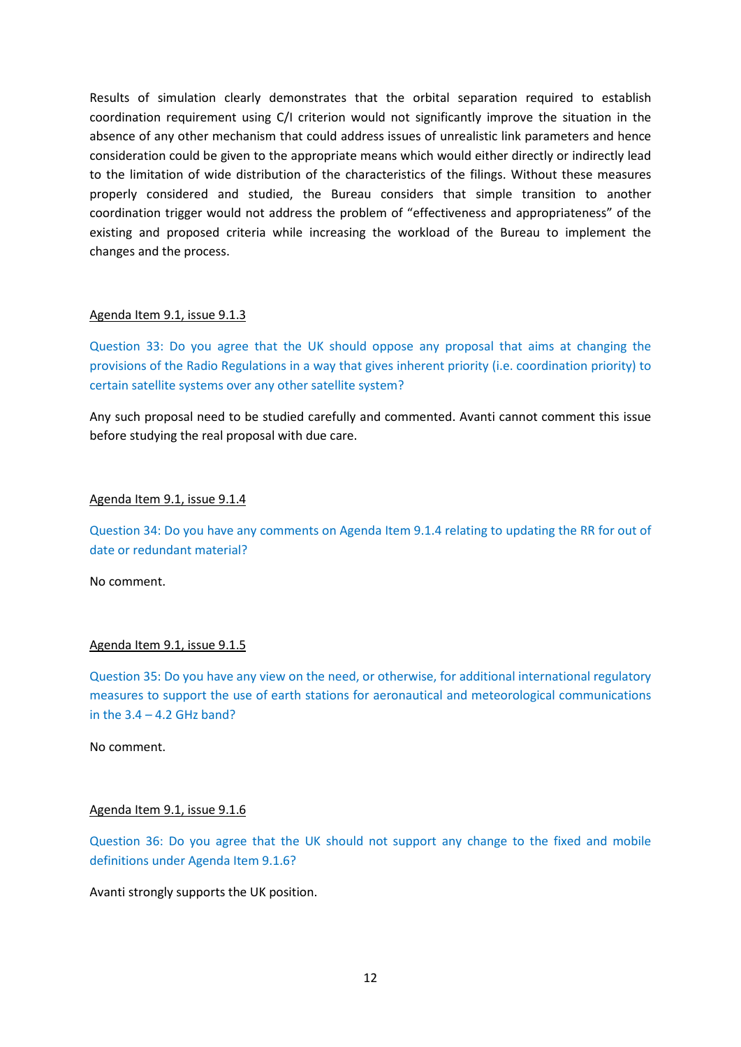Results of simulation clearly demonstrates that the orbital separation required to establish coordination requirement using C/I criterion would not significantly improve the situation in the absence of any other mechanism that could address issues of unrealistic link parameters and hence consideration could be given to the appropriate means which would either directly or indirectly lead to the limitation of wide distribution of the characteristics of the filings. Without these measures properly considered and studied, the Bureau considers that simple transition to another coordination trigger would not address the problem of "effectiveness and appropriateness" of the existing and proposed criteria while increasing the workload of the Bureau to implement the changes and the process.

Agenda Item 9.1, issue 9.1.3

Question 33: Do you agree that the UK should oppose any proposal that aims at changing the provisions of the Radio Regulations in a way that gives inherent priority (i.e. coordination priority) to certain satellite systems over any other satellite system?

Any such proposal need to be studied carefully and commented. Avanti cannot comment this issue before studying the real proposal with due care.

Agenda Item 9.1, issue 9.1.4

Question 34: Do you have any comments on Agenda Item 9.1.4 relating to updating the RR for out of date or redundant material?

No comment.

Agenda Item 9.1, issue 9.1.5

Question 35: Do you have any view on the need, or otherwise, for additional international regulatory measures to support the use of earth stations for aeronautical and meteorological communications in the 3.4 – 4.2 GHz band?

No comment.

Agenda Item 9.1, issue 9.1.6

Question 36: Do you agree that the UK should not support any change to the fixed and mobile definitions under Agenda Item 9.1.6?

Avanti strongly supports the UK position.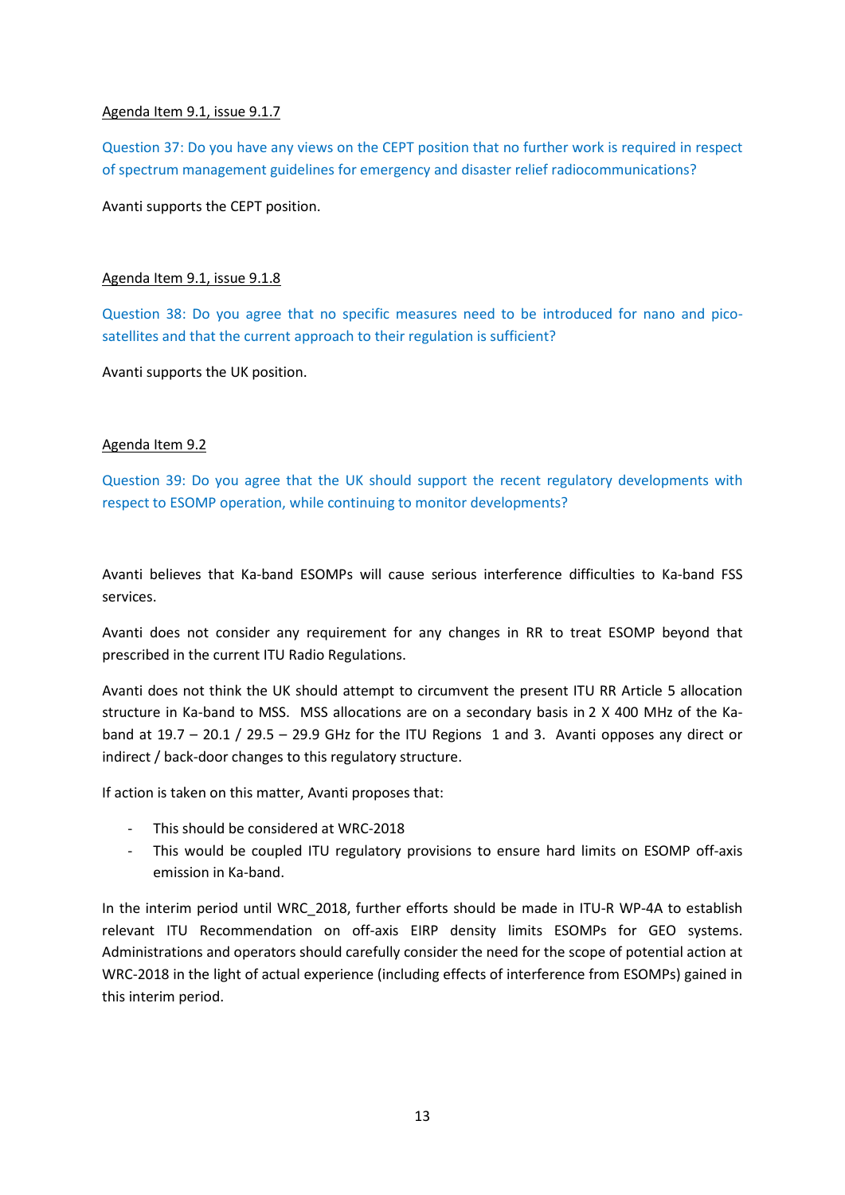Agenda Item 9.1, issue 9.1.7

Question 37: Do you have any views on the CEPT position that no further work is required in respect of spectrum management guidelines for emergency and disaster relief radiocommunications?

Avanti supports the CEPT position.

Agenda Item 9.1, issue 9.1.8

Question 38: Do you agree that no specific measures need to be introduced for nano and pico-satellites and that the current approach to their regulation is sufficient?

Avanti supports the UK position.

Agenda Item 9.2

Question 39: Do you agree that the UK should support the recent regulatory developments with respect to ESOMP operation, while continuing to monitor developments?

Avanti believes that Ka-band ESOMPs will cause serious interference difficulties to Ka-band FSS services.

Avanti does not consider any requirement for any changes in RR to treat ESOMP beyond that prescribed in the current ITU Radio Regulations.

Avanti does not think the UK should attempt to circumvent the present ITU RR Article 5 allocation structure in Ka-band to MSS. MSS allocations are on a secondary basis in 2 X 400 MHz of the Ka-band at 19.7 – 20.1 / 29.5 – 29.9 GHz for the ITU Regions 1 and 3. Avanti opposes any direct or indirect / back-door changes to this regulatory structure.

If action is taken on this matter, Avanti proposes that:

- This should be considered at WRC-2018
- This would be coupled ITU regulatory provisions to ensure hard limits on ESOMP off-axis emission in Ka-band.

In the interim period until WRC_2018, further efforts should be made in ITU-R WP-4A to establish relevant ITU Recommendation on off-axis EIRP density limits ESOMPs for GEO systems. Administrations and operators should carefully consider the need for the scope of potential action at WRC-2018 in the light of actual experience (including effects of interference from ESOMPs) gained in this interim period.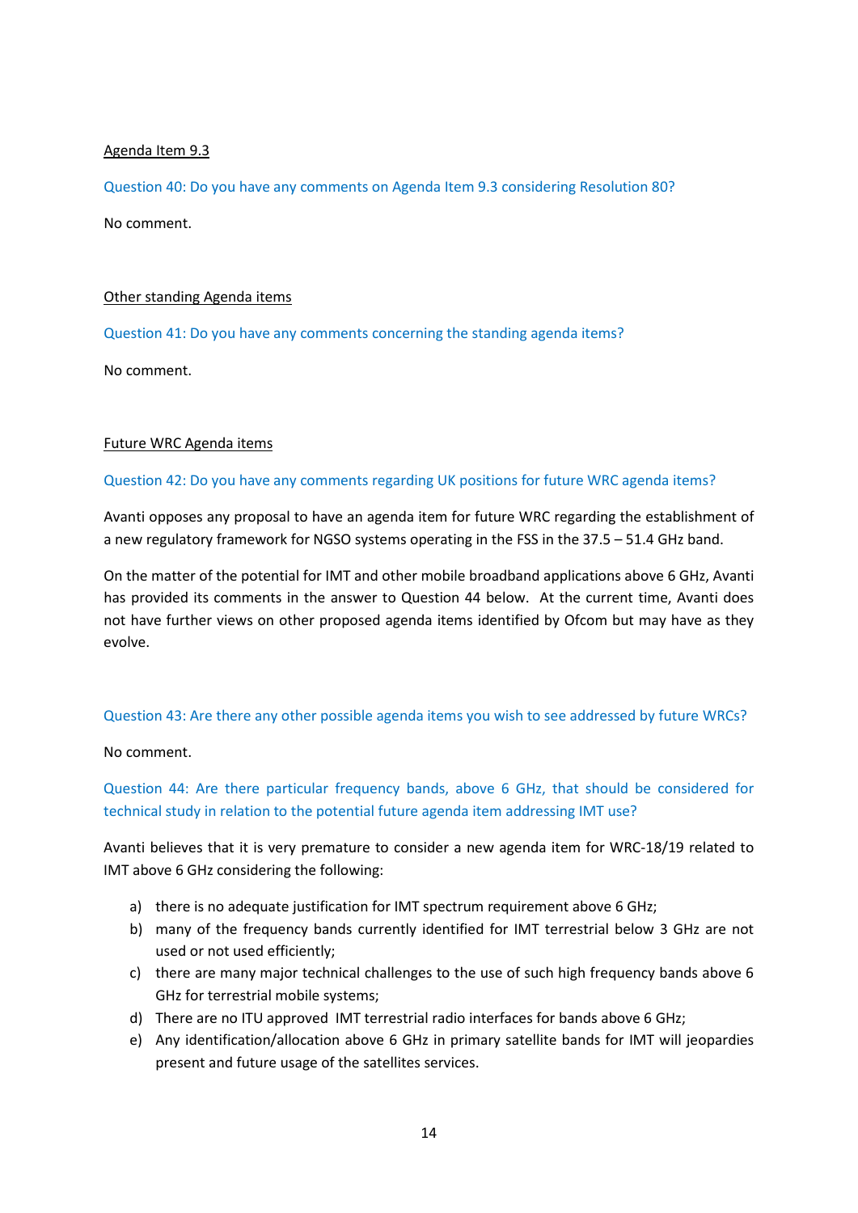Agenda Item 9.3

Question 40: Do you have any comments on Agenda Item 9.3 considering Resolution 80?

No comment.

Other standing Agenda items

Question 41: Do you have any comments concerning the standing agenda items?

No comment.

Future WRC Agenda items

Question 42: Do you have any comments regarding UK positions for future WRC agenda items?

Avanti opposes any proposal to have an agenda item for future WRC regarding the establishment of a new regulatory framework for NGSO systems operating in the FSS in the 37.5 – 51.4 GHz band.

On the matter of the potential for IMT and other mobile broadband applications above 6 GHz, Avanti has provided its comments in the answer to Question 44 below. At the current time, Avanti does not have further views on other proposed agenda items identified by Ofcom but may have as they evolve.

Question 43: Are there any other possible agenda items you wish to see addressed by future WRCs?

No comment.

Question 44: Are there particular frequency bands, above 6 GHz, that should be considered for technical study in relation to the potential future agenda item addressing IMT use?

Avanti believes that it is very premature to consider a new agenda item for WRC-18/19 related to IMT above 6 GHz considering the following:

a) there is no adequate justification for IMT spectrum requirement above 6 GHz;
b) many of the frequency bands currently identified for IMT terrestrial below 3 GHz are not used or not used efficiently;
c) there are many major technical challenges to the use of such high frequency bands above 6 GHz for terrestrial mobile systems;
d) There are no ITU approved IMT terrestrial radio interfaces for bands above 6 GHz;
e) Any identification/allocation above 6 GHz in primary satellite bands for IMT will jeopardies present and future usage of the satellites services.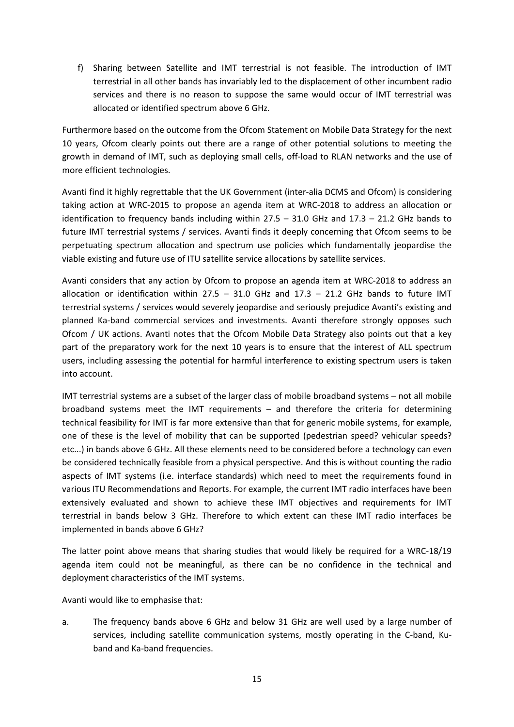f) Sharing between Satellite and IMT terrestrial is not feasible. The introduction of IMT terrestrial in all other bands has invariably led to the displacement of other incumbent radio services and there is no reason to suppose the same would occur of IMT terrestrial was allocated or identified spectrum above 6 GHz.

Furthermore based on the outcome from the Ofcom Statement on Mobile Data Strategy for the next 10 years, Ofcom clearly points out there are a range of other potential solutions to meeting the growth in demand of IMT, such as deploying small cells, off-load to RLAN networks and the use of more efficient technologies.

Avanti find it highly regrettable that the UK Government (inter-alia DCMS and Ofcom) is considering taking action at WRC-2015 to propose an agenda item at WRC-2018 to address an allocation or identification to frequency bands including within 27.5 – 31.0 GHz and 17.3 – 21.2 GHz bands to future IMT terrestrial systems / services. Avanti finds it deeply concerning that Ofcom seems to be perpetuating spectrum allocation and spectrum use policies which fundamentally jeopardise the viable existing and future use of ITU satellite service allocations by satellite services.

Avanti considers that any action by Ofcom to propose an agenda item at WRC-2018 to address an allocation or identification within 27.5 – 31.0 GHz and 17.3 – 21.2 GHz bands to future IMT terrestrial systems / services would severely jeopardise and seriously prejudice Avanti's existing and planned Ka-band commercial services and investments. Avanti therefore strongly opposes such Ofcom / UK actions. Avanti notes that the Ofcom Mobile Data Strategy also points out that a key part of the preparatory work for the next 10 years is to ensure that the interest of ALL spectrum users, including assessing the potential for harmful interference to existing spectrum users is taken into account.

IMT terrestrial systems are a subset of the larger class of mobile broadband systems – not all mobile broadband systems meet the IMT requirements – and therefore the criteria for determining technical feasibility for IMT is far more extensive than that for generic mobile systems, for example, one of these is the level of mobility that can be supported (pedestrian speed? vehicular speeds? etc...) in bands above 6 GHz. All these elements need to be considered before a technology can even be considered technically feasible from a physical perspective. And this is without counting the radio aspects of IMT systems (i.e. interface standards) which need to meet the requirements found in various ITU Recommendations and Reports. For example, the current IMT radio interfaces have been extensively evaluated and shown to achieve these IMT objectives and requirements for IMT terrestrial in bands below 3 GHz. Therefore to which extent can these IMT radio interfaces be implemented in bands above 6 GHz?

The latter point above means that sharing studies that would likely be required for a WRC-18/19 agenda item could not be meaningful, as there can be no confidence in the technical and deployment characteristics of the IMT systems.

Avanti would like to emphasise that:

a. The frequency bands above 6 GHz and below 31 GHz are well used by a large number of services, including satellite communication systems, mostly operating in the C-band, Ku-band and Ka-band frequencies.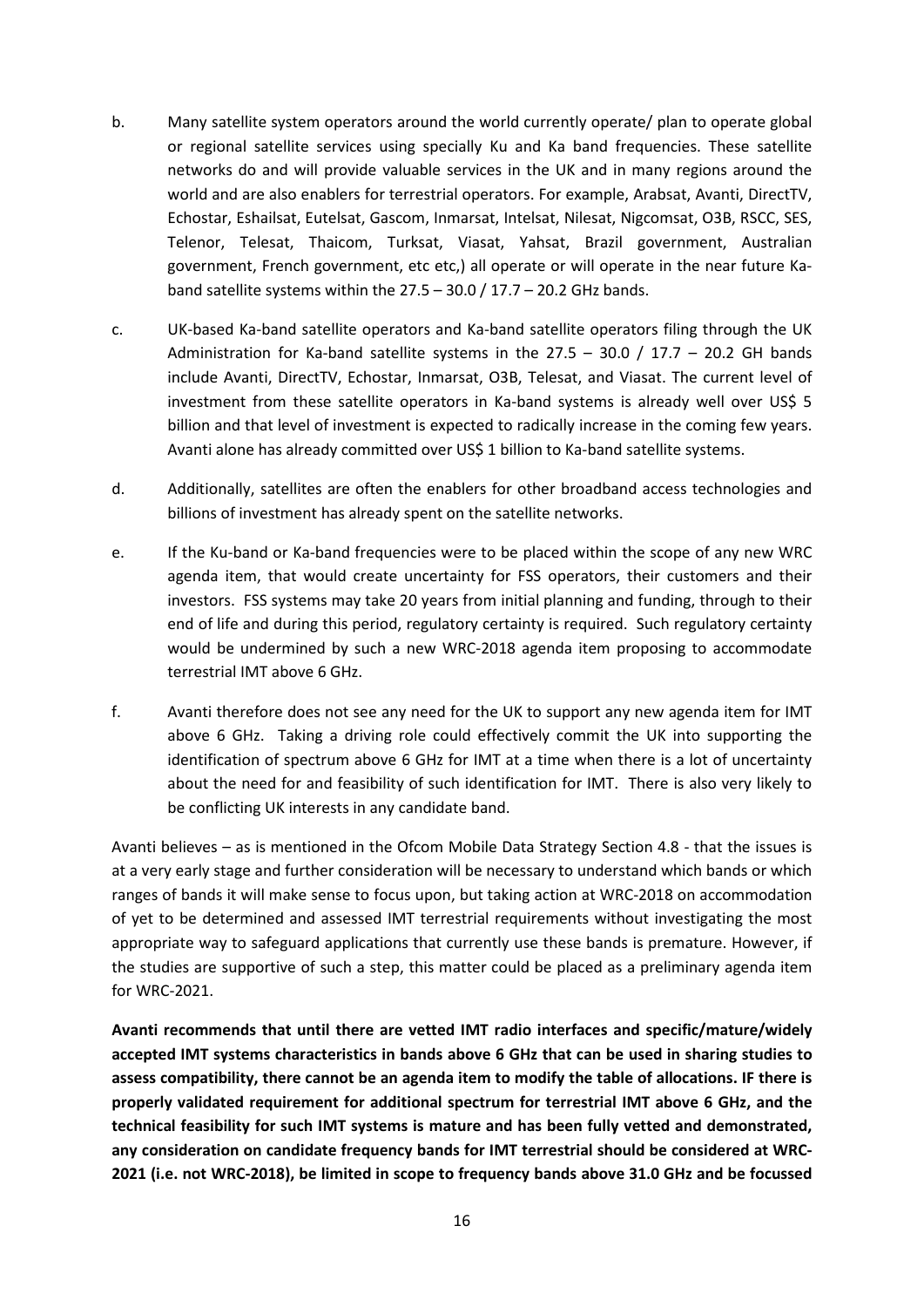b. Many satellite system operators around the world currently operate/ plan to operate global or regional satellite services using specially Ku and Ka band frequencies. These satellite networks do and will provide valuable services in the UK and in many regions around the world and are also enablers for terrestrial operators. For example, Arabsat, Avanti, DirectTV, Echostar, Eshailsat, Eutelsat, Gascom, Inmarsat, Intelsat, Nilesat, Nigcomsat, O3B, RSCC, SES, Telenor, Telesat, Thaicom, Turksat, Viasat, Yahsat, Brazil government, Australian government, French government, etc etc,) all operate or will operate in the near future Ka-band satellite systems within the 27.5 – 30.0 / 17.7 – 20.2 GHz bands.

c. UK-based Ka-band satellite operators and Ka-band satellite operators filing through the UK Administration for Ka-band satellite systems in the 27.5 – 30.0 / 17.7 – 20.2 GH bands include Avanti, DirectTV, Echostar, Inmarsat, O3B, Telesat, and Viasat. The current level of investment from these satellite operators in Ka-band systems is already well over US$ 5 billion and that level of investment is expected to radically increase in the coming few years. Avanti alone has already committed over US$ 1 billion to Ka-band satellite systems.

d. Additionally, satellites are often the enablers for other broadband access technologies and billions of investment has already spent on the satellite networks.

e. If the Ku-band or Ka-band frequencies were to be placed within the scope of any new WRC agenda item, that would create uncertainty for FSS operators, their customers and their investors. FSS systems may take 20 years from initial planning and funding, through to their end of life and during this period, regulatory certainty is required. Such regulatory certainty would be undermined by such a new WRC-2018 agenda item proposing to accommodate terrestrial IMT above 6 GHz.

f. Avanti therefore does not see any need for the UK to support any new agenda item for IMT above 6 GHz. Taking a driving role could effectively commit the UK into supporting the identification of spectrum above 6 GHz for IMT at a time when there is a lot of uncertainty about the need for and feasibility of such identification for IMT. There is also very likely to be conflicting UK interests in any candidate band.

Avanti believes – as is mentioned in the Ofcom Mobile Data Strategy Section 4.8 - that the issues is at a very early stage and further consideration will be necessary to understand which bands or which ranges of bands it will make sense to focus upon, but taking action at WRC-2018 on accommodation of yet to be determined and assessed IMT terrestrial requirements without investigating the most appropriate way to safeguard applications that currently use these bands is premature. However, if the studies are supportive of such a step, this matter could be placed as a preliminary agenda item for WRC-2021.

**Avanti recommends that until there are vetted IMT radio interfaces and specific/mature/widely accepted IMT systems characteristics in bands above 6 GHz that can be used in sharing studies to assess compatibility, there cannot be an agenda item to modify the table of allocations. IF there is properly validated requirement for additional spectrum for terrestrial IMT above 6 GHz, and the technical feasibility for such IMT systems is mature and has been fully vetted and demonstrated, any consideration on candidate frequency bands for IMT terrestrial should be considered at WRC-2021 (i.e. not WRC-2018), be limited in scope to frequency bands above 31.0 GHz and be focussed**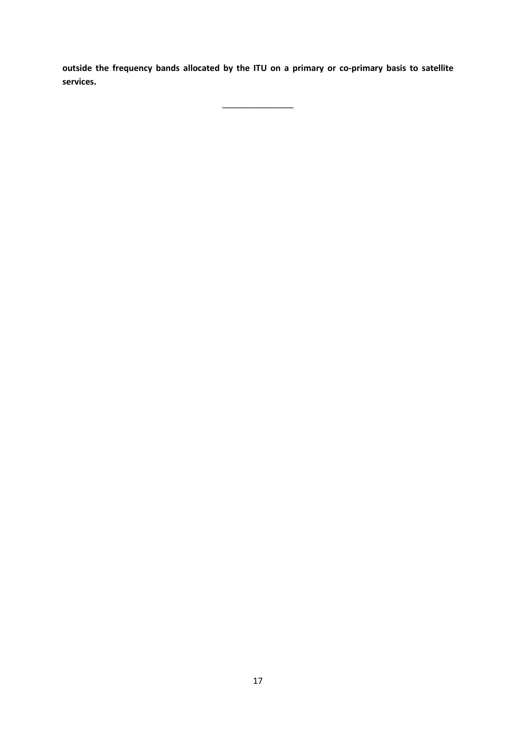**outside the frequency bands allocated by the ITU on a primary or co-primary basis to satellite services.**

_______________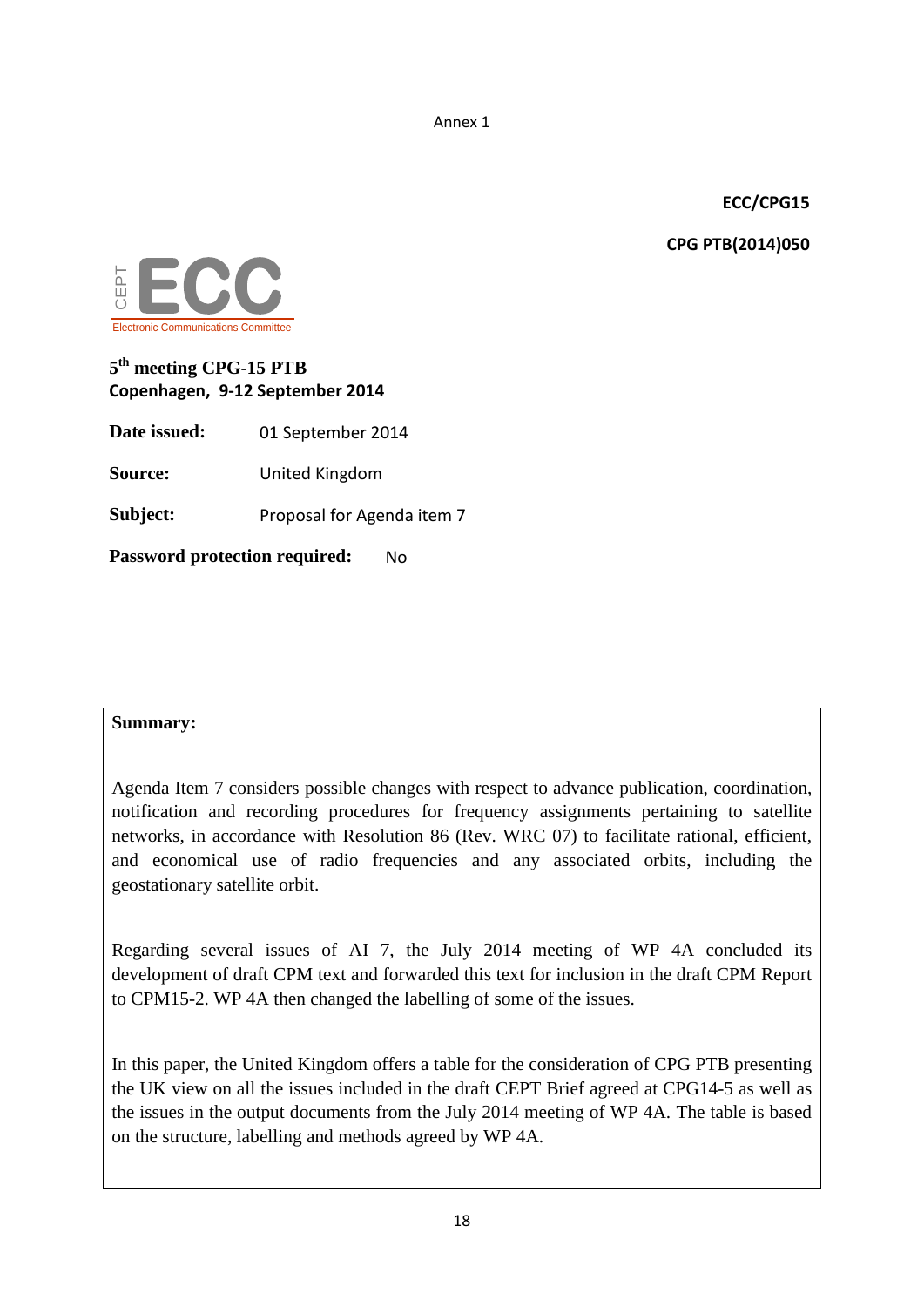Annex 1

**ECC/CPG15**

**CPG PTB(2014)050**

CEPT ECC
Electronic Communications Committee

**5th meeting CPG-15 PTB**
**Copenhagen, 9-12 September 2014**

**Date issued:** 01 September 2014

**Source:** United Kingdom

**Subject:** Proposal for Agenda item 7

**Password protection required:** No

**Summary:**

Agenda Item 7 considers possible changes with respect to advance publication, coordination, notification and recording procedures for frequency assignments pertaining to satellite networks, in accordance with Resolution 86 (Rev. WRC 07) to facilitate rational, efficient, and economical use of radio frequencies and any associated orbits, including the geostationary satellite orbit.

Regarding several issues of AI 7, the July 2014 meeting of WP 4A concluded its development of draft CPM text and forwarded this text for inclusion in the draft CPM Report to CPM15-2. WP 4A then changed the labelling of some of the issues.

In this paper, the United Kingdom offers a table for the consideration of CPG PTB presenting the UK view on all the issues included in the draft CEPT Brief agreed at CPG14-5 as well as the issues in the output documents from the July 2014 meeting of WP 4A. The table is based on the structure, labelling and methods agreed by WP 4A.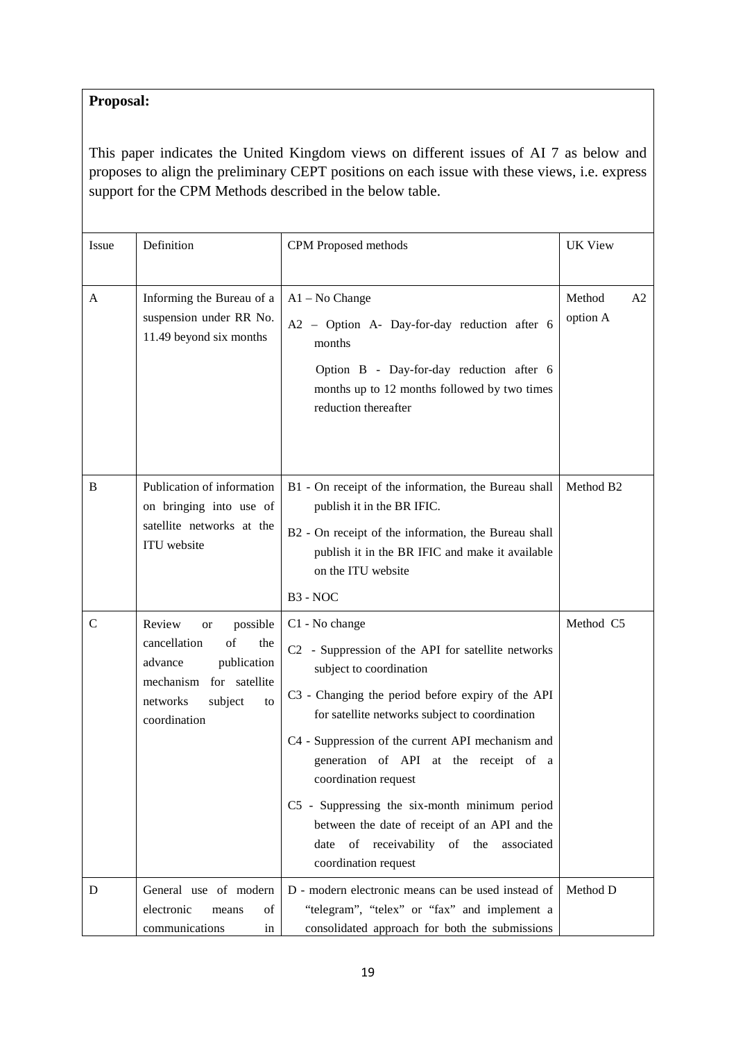**Proposal:**

This paper indicates the United Kingdom views on different issues of AI 7 as below and proposes to align the preliminary CEPT positions on each issue with these views, i.e. express support for the CPM Methods described in the below table.

| Issue | Definition | CPM Proposed methods | UK View |
|---|---|---|---|
| A | Informing the Bureau of a suspension under RR No. 11.49 beyond six months | A1 – No Change<br>A2 – Option A- Day-for-day reduction after 6 months<br>Option B - Day-for-day reduction after 6 months up to 12 months followed by two times reduction thereafter | Method A2 option A |
| B | Publication of information on bringing into use of satellite networks at the ITU website | B1 - On receipt of the information, the Bureau shall publish it in the BR IFIC.<br>B2 - On receipt of the information, the Bureau shall publish it in the BR IFIC and make it available on the ITU website<br>B3 - NOC | Method B2 |
| C | Review or possible cancellation of the advance publication mechanism for satellite networks subject to coordination | C1 - No change<br>C2 - Suppression of the API for satellite networks subject to coordination<br>C3 - Changing the period before expiry of the API for satellite networks subject to coordination<br>C4 - Suppression of the current API mechanism and generation of API at the receipt of a coordination request<br>C5 - Suppressing the six-month minimum period between the date of receipt of an API and the date of receivability of the associated coordination request | Method C5 |
| D | General use of modern electronic means of communications in | D - modern electronic means can be used instead of "telegram", "telex" or "fax" and implement a consolidated approach for both the submissions | Method D |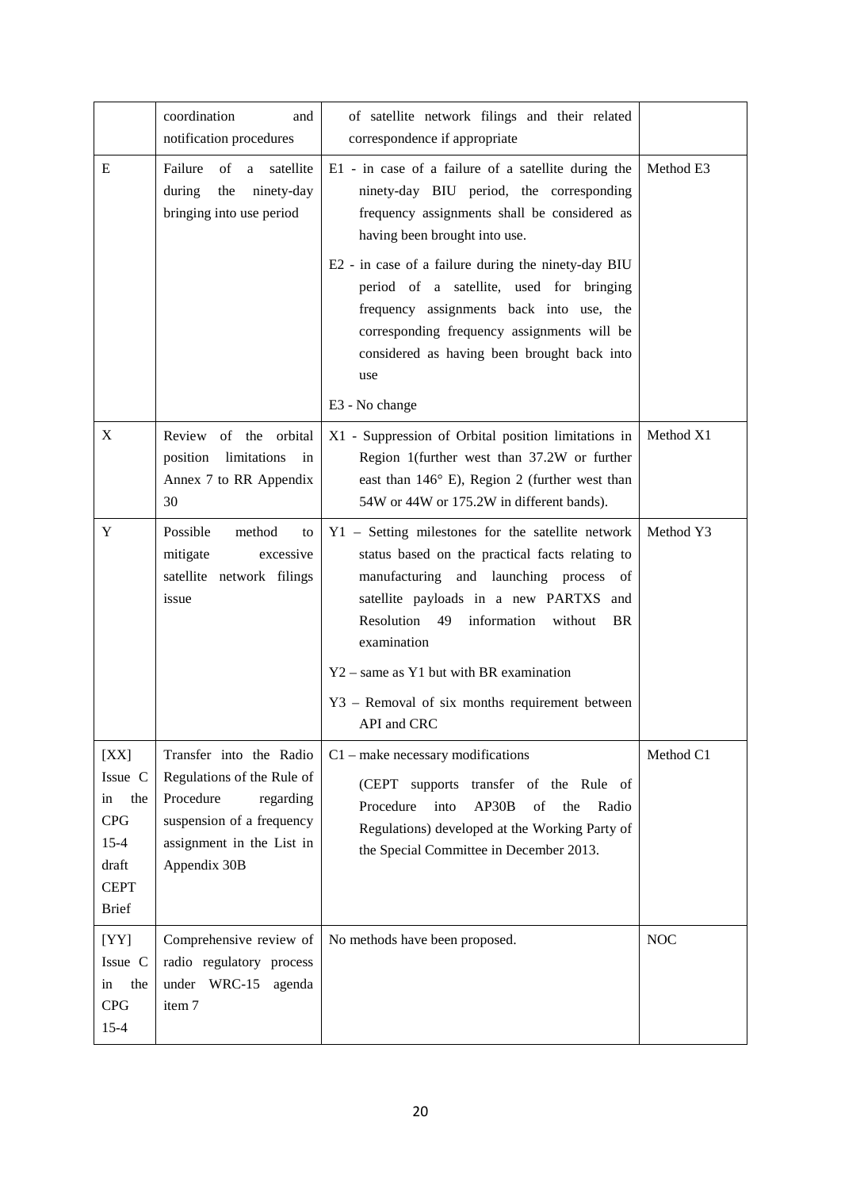| | coordination and notification procedures | of satellite network filings and their related correspondence if appropriate | |
|---|---|---|---|
| E | Failure of a satellite during the ninety-day bringing into use period | E1 - in case of a failure of a satellite during the ninety-day BIU period, the corresponding frequency assignments shall be considered as having been brought into use.<br><br>E2 - in case of a failure during the ninety-day BIU period of a satellite, used for bringing frequency assignments back into use, the corresponding frequency assignments will be considered as having been brought back into use<br><br>E3 - No change | Method E3 |
| X | Review of the orbital position limitations in Annex 7 to RR Appendix 30 | X1 - Suppression of Orbital position limitations in Region 1(further west than 37.2W or further east than 146° E), Region 2 (further west than 54W or 44W or 175.2W in different bands). | Method X1 |
| Y | Possible method to mitigate excessive satellite network filings issue | Y1 – Setting milestones for the satellite network status based on the practical facts relating to manufacturing and launching process of satellite payloads in a new PARTXS and Resolution 49 information without BR examination<br><br>Y2 – same as Y1 but with BR examination<br><br>Y3 – Removal of six months requirement between API and CRC | Method Y3 |
| [XX] Issue C in the CPG 15-4 draft CEPT Brief | Transfer into the Radio Regulations of the Rule of Procedure regarding suspension of a frequency assignment in the List in Appendix 30B | C1 – make necessary modifications<br><br>(CEPT supports transfer of the Rule of Procedure into AP30B of the Radio Regulations) developed at the Working Party of the Special Committee in December 2013. | Method C1 |
| [YY] Issue C in the CPG 15-4 | Comprehensive review of radio regulatory process under WRC-15 agenda item 7 | No methods have been proposed. | NOC |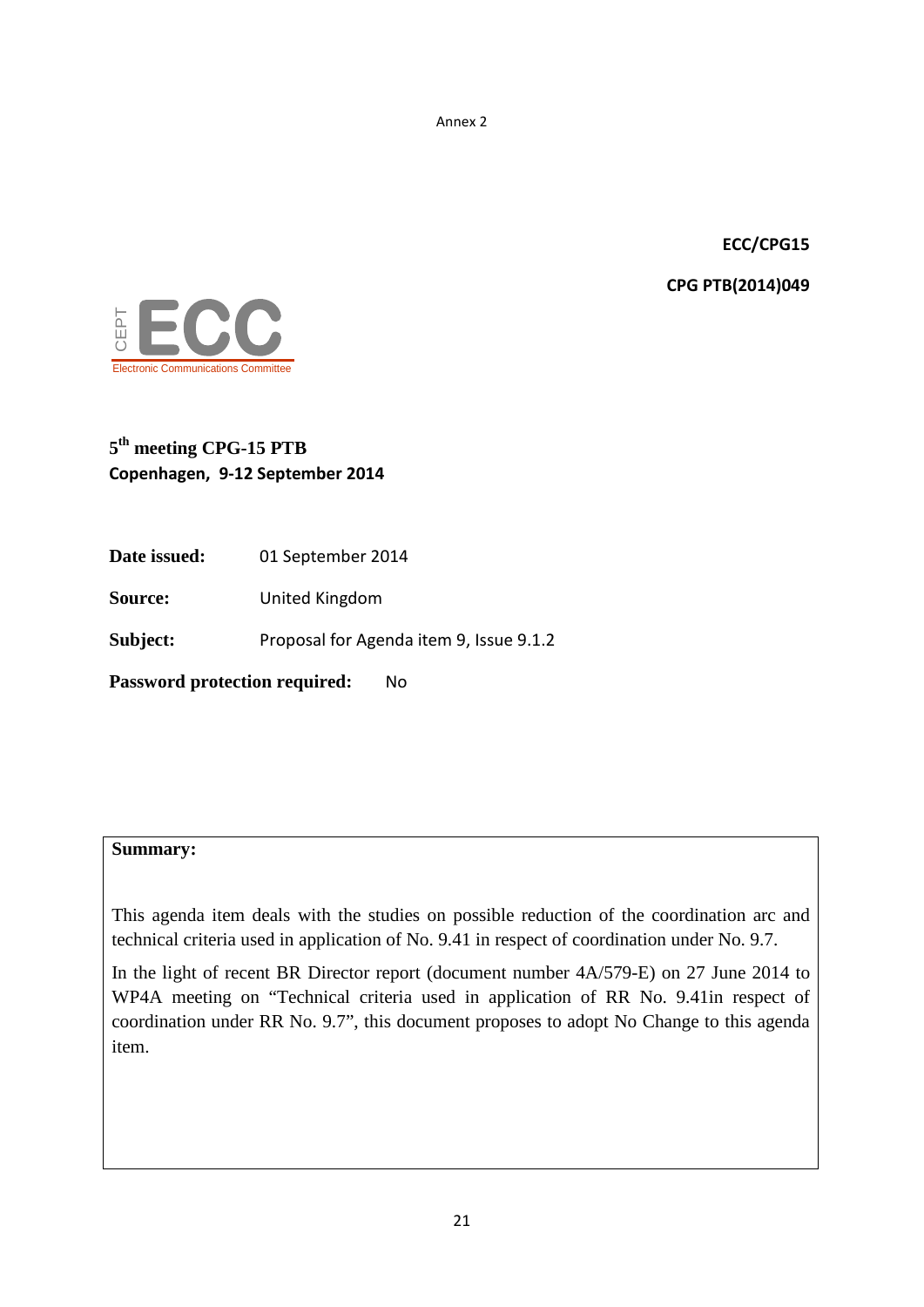Annex 2

**ECC/CPG15**

**CPG PTB(2014)049**

CEPT ECC
Electronic Communications Committee

**5th meeting CPG-15 PTB**
**Copenhagen, 9-12 September 2014**

**Date issued:** 01 September 2014

**Source:** United Kingdom

**Subject:** Proposal for Agenda item 9, Issue 9.1.2

**Password protection required:** No

**Summary:**

This agenda item deals with the studies on possible reduction of the coordination arc and technical criteria used in application of No. 9.41 in respect of coordination under No. 9.7.

In the light of recent BR Director report (document number 4A/579-E) on 27 June 2014 to WP4A meeting on "Technical criteria used in application of RR No. 9.41in respect of coordination under RR No. 9.7", this document proposes to adopt No Change to this agenda item.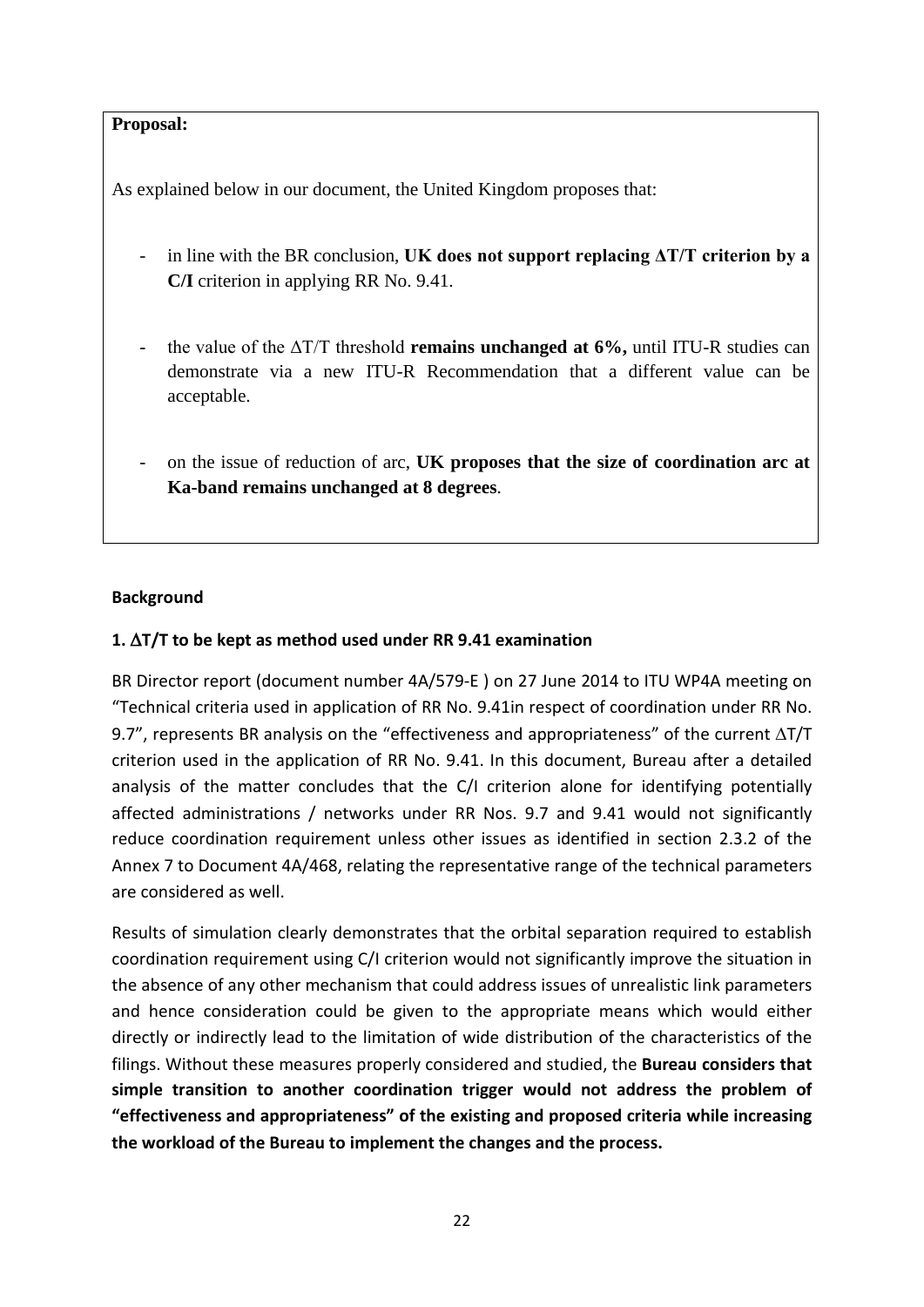**Proposal:**

As explained below in our document, the United Kingdom proposes that:

- in line with the BR conclusion, **UK does not support replacing ΔT/T criterion by a C/I** criterion in applying RR No. 9.41.
- the value of the ΔT/T threshold **remains unchanged at 6%,** until ITU-R studies can demonstrate via a new ITU-R Recommendation that a different value can be acceptable.
- on the issue of reduction of arc, **UK proposes that the size of coordination arc at Ka-band remains unchanged at 8 degrees**.

**Background**

**1. ΔT/T to be kept as method used under RR 9.41 examination**

BR Director report (document number 4A/579-E ) on 27 June 2014 to ITU WP4A meeting on "Technical criteria used in application of RR No. 9.41in respect of coordination under RR No. 9.7", represents BR analysis on the "effectiveness and appropriateness" of the current ΔT/T criterion used in the application of RR No. 9.41. In this document, Bureau after a detailed analysis of the matter concludes that the C/I criterion alone for identifying potentially affected administrations / networks under RR Nos. 9.7 and 9.41 would not significantly reduce coordination requirement unless other issues as identified in section 2.3.2 of the Annex 7 to Document 4A/468, relating the representative range of the technical parameters are considered as well.

Results of simulation clearly demonstrates that the orbital separation required to establish coordination requirement using C/I criterion would not significantly improve the situation in the absence of any other mechanism that could address issues of unrealistic link parameters and hence consideration could be given to the appropriate means which would either directly or indirectly lead to the limitation of wide distribution of the characteristics of the filings. Without these measures properly considered and studied, the **Bureau considers that simple transition to another coordination trigger would not address the problem of "effectiveness and appropriateness" of the existing and proposed criteria while increasing the workload of the Bureau to implement the changes and the process.**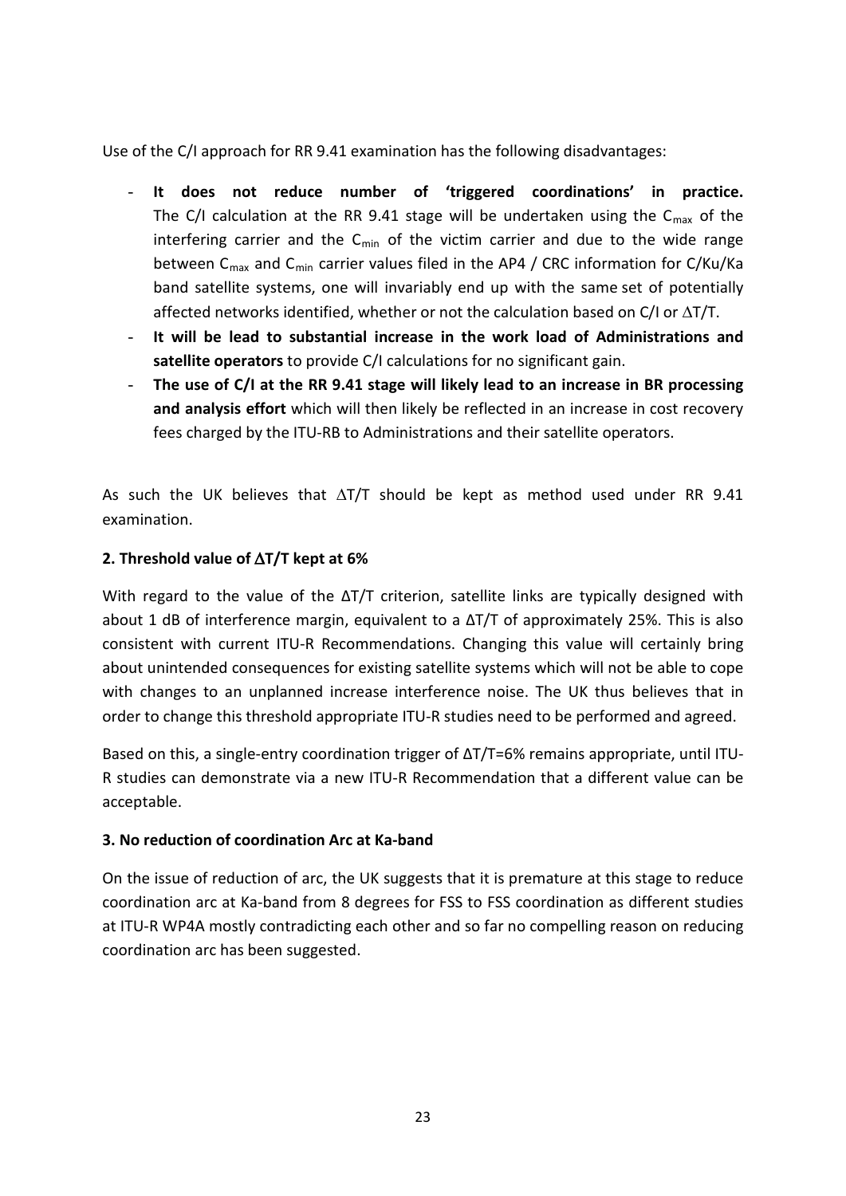Use of the C/I approach for RR 9.41 examination has the following disadvantages:

- **It does not reduce number of 'triggered coordinations' in practice.** The C/I calculation at the RR 9.41 stage will be undertaken using the $C_{max}$ of the interfering carrier and the $C_{min}$ of the victim carrier and due to the wide range between $C_{max}$ and $C_{min}$ carrier values filed in the AP4 / CRC information for C/Ku/Ka band satellite systems, one will invariably end up with the same set of potentially affected networks identified, whether or not the calculation based on C/I or $\Delta T/T$.
- **It will be lead to substantial increase in the work load of Administrations and satellite operators** to provide C/I calculations for no significant gain.
- **The use of C/I at the RR 9.41 stage will likely lead to an increase in BR processing and analysis effort** which will then likely be reflected in an increase in cost recovery fees charged by the ITU-RB to Administrations and their satellite operators.

As such the UK believes that $\Delta T/T$ should be kept as method used under RR 9.41 examination.

**2. Threshold value of $\Delta T/T$ kept at 6%**

With regard to the value of the $\Delta T/T$ criterion, satellite links are typically designed with about 1 dB of interference margin, equivalent to a $\Delta T/T$ of approximately 25%. This is also consistent with current ITU-R Recommendations. Changing this value will certainly bring about unintended consequences for existing satellite systems which will not be able to cope with changes to an unplanned increase interference noise. The UK thus believes that in order to change this threshold appropriate ITU-R studies need to be performed and agreed.

Based on this, a single-entry coordination trigger of $\Delta T/T$=6% remains appropriate, until ITU-R studies can demonstrate via a new ITU-R Recommendation that a different value can be acceptable.

**3. No reduction of coordination Arc at Ka-band**

On the issue of reduction of arc, the UK suggests that it is premature at this stage to reduce coordination arc at Ka-band from 8 degrees for FSS to FSS coordination as different studies at ITU-R WP4A mostly contradicting each other and so far no compelling reason on reducing coordination arc has been suggested.